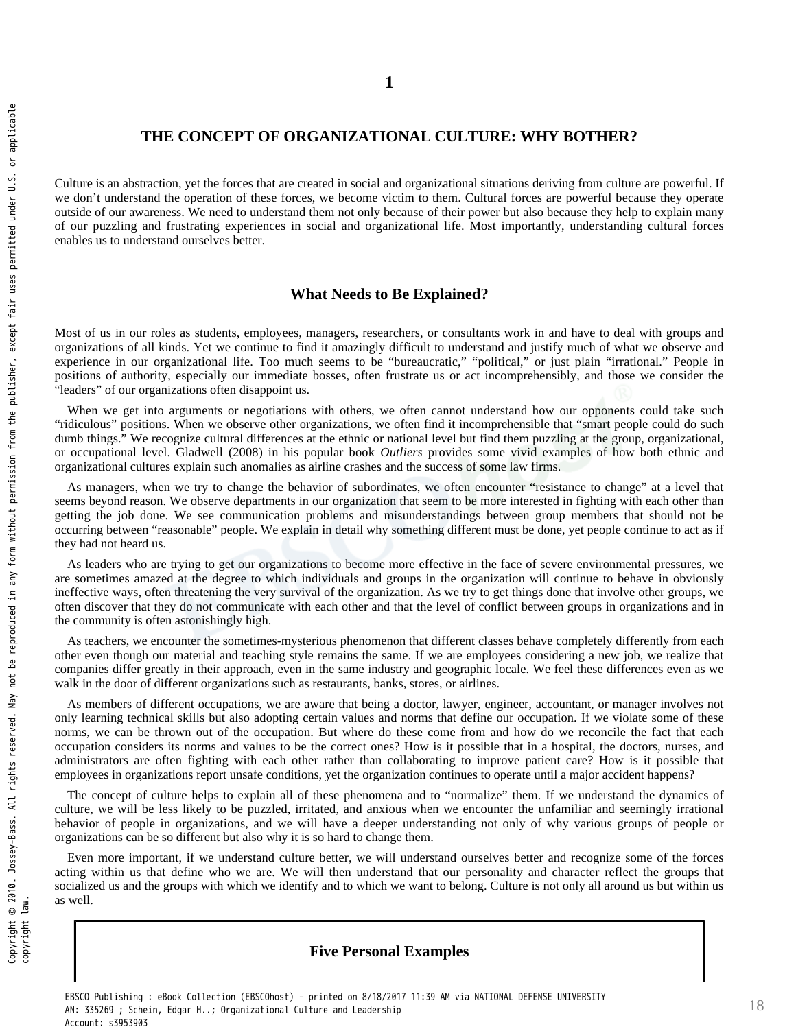# 1

## THE CONCEPT OF ORGANIZATIONAL CULTURE: WHY BOTHER?

Culture is an abstraction, yet the forces that are created in social and organizational situations deriving from culture are powerful. If we don't understand the operation of these forces, we become victim to them. Cultural forces are powerful because they operate outside of our awareness. We need to understand them not only because of their power but also because they help to explain many of our puzzling and frustrating experiences in social and organizational life. Most importantly, understanding cultural forces enables us to understand ourselves better.

### What Needs to Be Explained?

Most of us in our roles as students, employees, managers, researchers, or consultants work in and have to deal with groups and organizations of all kinds. Yet we continue to find it amazingly difficult to understand and justify much of what we observe and experience in our organizational life. Too much seems to be "bureaucratic," "political," or just plain "irrational." People in positions of authority, especially our immediate bosses, often frustrate us or act incomprehensibly, and those we consider the "leaders" of our organizations often disappoint us.

When we get into arguments or negotiations with others, we often cannot understand how our opponents could take such "ridiculous" positions. When we observe other organizations, we often find it incomprehensible that "smart people could do such dumb things." We recognize cultural differences at the ethnic or national level but find them puzzling at the group, organizational, or occupational level. Gladwell (2008) in his popular book *Outliers* provides some vivid examples of how both ethnic and organizational cultures explain such anomalies as airline crashes and the success of some law firms.

As managers, when we try to change the behavior of subordinates, we often encounter "resistance to change" at a level that seems beyond reason. We observe departments in our organization that seem to be more interested in fighting with each other than getting the job done. We see communication problems and misunderstandings between group members that should not be occurring between "reasonable" people. We explain in detail why something different must be done, yet people continue to act as if they had not heard us.

As leaders who are trying to get our organizations to become more effective in the face of severe environmental pressures, we are sometimes amazed at the degree to which individuals and groups in the organization will continue to behave in obviously ineffective ways, often threatening the very survival of the organization. As we try to get things done that involve other groups, we often discover that they do not communicate with each other and that the level of conflict between groups in organizations and in the community is often astonishingly high.

As teachers, we encounter the sometimes-mysterious phenomenon that different classes behave completely differently from each other even though our material and teaching style remains the same. If we are employees considering a new job, we realize that companies differ greatly in their approach, even in the same industry and geographic locale. We feel these differences even as we walk in the door of different organizations such as restaurants, banks, stores, or airlines.

As members of different occupations, we are aware that being a doctor, lawyer, engineer, accountant, or manager involves not only learning technical skills but also adopting certain values and norms that define our occupation. If we violate some of these norms, we can be thrown out of the occupation. But where do these come from and how do we reconcile the fact that each occupation considers its norms and values to be the correct ones? How is it possible that in a hospital, the doctors, nurses, and administrators are often fighting with each other rather than collaborating to improve patient care? How is it possible that employees in organizations report unsafe conditions, yet the organization continues to operate until a major accident happens?

The concept of culture helps to explain all of these phenomena and to "normalize" them. If we understand the dynamics of culture, we will be less likely to be puzzled, irritated, and anxious when we encounter the unfamiliar and seemingly irrational behavior of people in organizations, and we will have a deeper understanding not only of why various groups of people or organizations can be so different but also why it is so hard to change them.

Even more important, if we understand culture better, we will understand ourselves better and recognize some of the forces acting within us that define who we are. We will then understand that our personality and character reflect the groups that socialized us and the groups with which we identify and to which we want to belong. Culture is not only all around us but within us as well.

### Five Personal Examples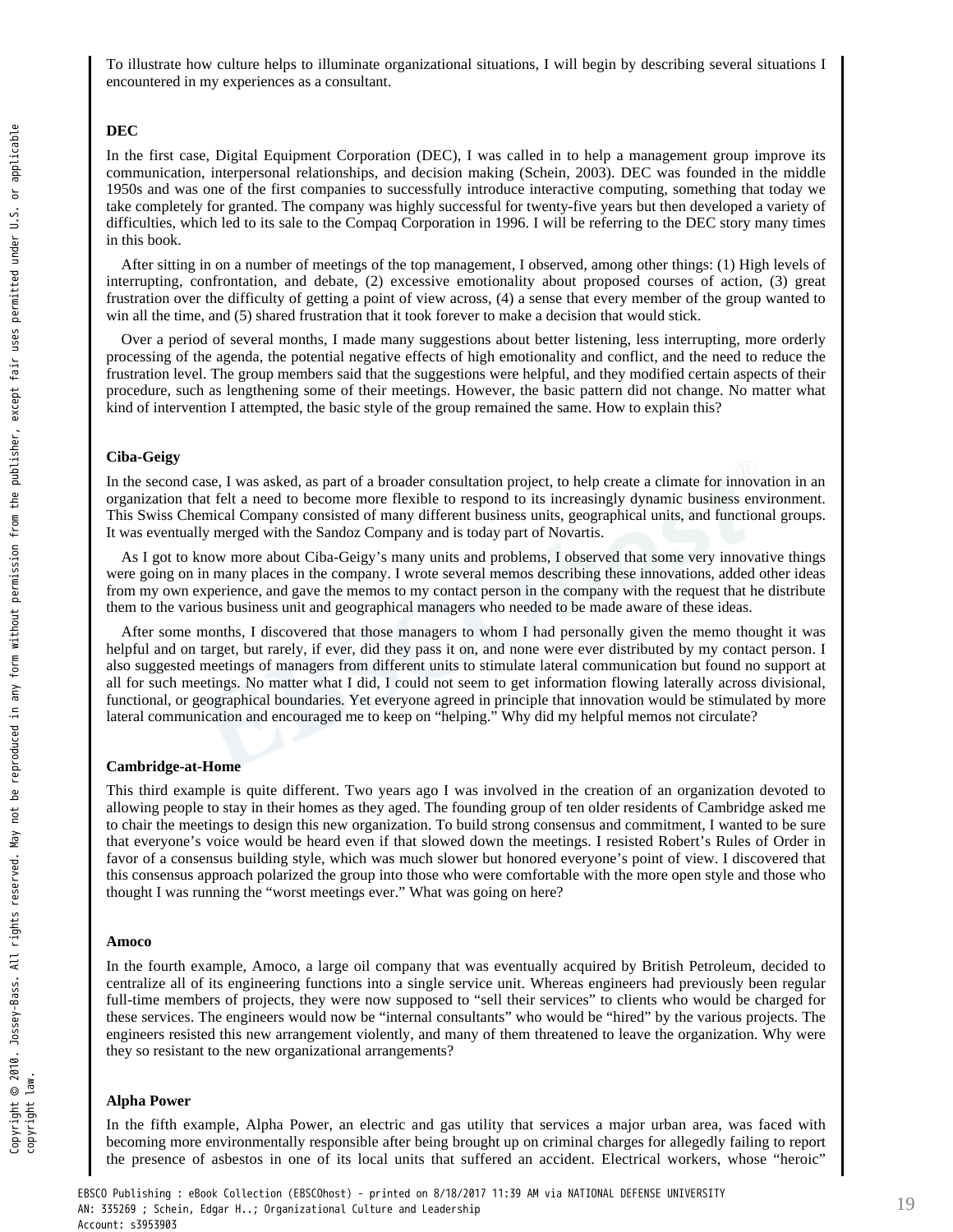To illustrate how culture helps to illuminate organizational situations, I will begin by describing several situations I encountered in my experiences as a consultant.

### DEC

In the first case, Digital Equipment Corporation (DEC), I was called in to help a management group improve its communication, interpersonal relationships, and decision making (Schein, 2003). DEC was founded in the middle 1950s and was one of the first companies to successfully introduce interactive computing, something that today we take completely for granted. The company was highly successful for twenty-five years but then developed a variety of difficulties, which led to its sale to the Compaq Corporation in 1996. I will be referring to the DEC story many times in this book.

After sitting in on a number of meetings of the top management, I observed, among other things: (1) High levels of interrupting, confrontation, and debate, (2) excessive emotionality about proposed courses of action, (3) great frustration over the difficulty of getting a point of view across, (4) a sense that every member of the group wanted to win all the time, and (5) shared frustration that it took forever to make a decision that would stick.

Over a period of several months, I made many suggestions about better listening, less interrupting, more orderly processing of the agenda, the potential negative effects of high emotionality and conflict, and the need to reduce the frustration level. The group members said that the suggestions were helpful, and they modified certain aspects of their procedure, such as lengthening some of their meetings. However, the basic pattern did not change. No matter what kind of intervention I attempted, the basic style of the group remained the same. How to explain this?

### Ciba-Geigy

In the second case, I was asked, as part of a broader consultation project, to help create a climate for innovation in an organization that felt a need to become more flexible to respond to its increasingly dynamic business environment. This Swiss Chemical Company consisted of many different business units, geographical units, and functional groups. It was eventually merged with the Sandoz Company and is today part of Novartis.

As I got to know more about Ciba-Geigy's many units and problems, I observed that some very innovative things were going on in many places in the company. I wrote several memos describing these innovations, added other ideas from my own experience, and gave the memos to my contact person in the company with the request that he distribute them to the various business unit and geographical managers who needed to be made aware of these ideas.

After some months, I discovered that those managers to whom I had personally given the memo thought it was helpful and on target, but rarely, if ever, did they pass it on, and none were ever distributed by my contact person. I also suggested meetings of managers from different units to stimulate lateral communication but found no support at all for such meetings. No matter what I did, I could not seem to get information flowing laterally across divisional, functional, or geographical boundaries. Yet everyone agreed in principle that innovation would be stimulated by more lateral communication and encouraged me to keep on "helping." Why did my helpful memos not circulate?

### Cambridge-at-Home

This third example is quite different. Two years ago I was involved in the creation of an organization devoted to allowing people to stay in their homes as they aged. The founding group of ten older residents of Cambridge asked me to chair the meetings to design this new organization. To build strong consensus and commitment, I wanted to be sure that everyone's voice would be heard even if that slowed down the meetings. I resisted Robert's Rules of Order in favor of a consensus building style, which was much slower but honored everyone's point of view. I discovered that this consensus approach polarized the group into those who were comfortable with the more open style and those who thought I was running the "worst meetings ever." What was going on here?

### Amoco

In the fourth example, Amoco, a large oil company that was eventually acquired by British Petroleum, decided to centralize all of its engineering functions into a single service unit. Whereas engineers had previously been regular full-time members of projects, they were now supposed to "sell their services" to clients who would be charged for these services. The engineers would now be "internal consultants" who would be "hired" by the various projects. The engineers resisted this new arrangement violently, and many of them threatened to leave the organization. Why were they so resistant to the new organizational arrangements?

### Alpha Power

In the fifth example, Alpha Power, an electric and gas utility that services a major urban area, was faced with becoming more environmentally responsible after being brought up on criminal charges for allegedly failing to report the presence of asbestos in one of its local units that suffered an accident. Electrical workers, whose "heroic"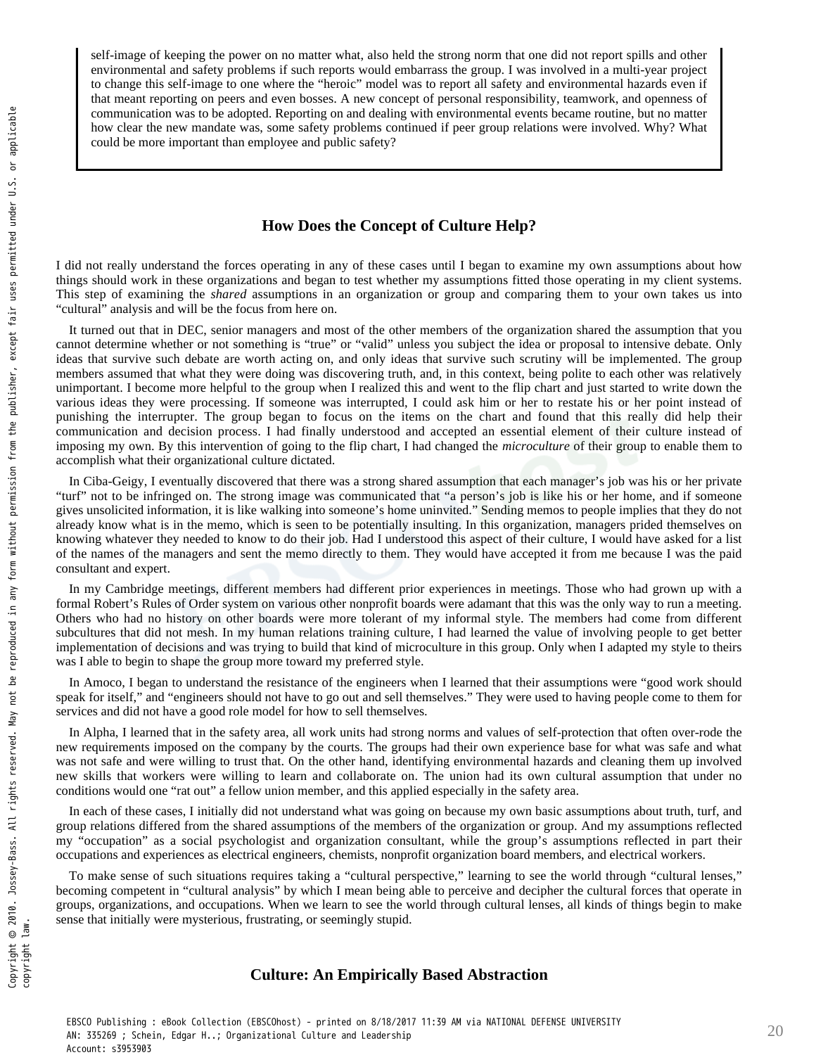self-image of keeping the power on no matter what, also held the strong norm that one did not report spills and other environmental and safety problems if such reports would embarrass the group. I was involved in a multi-year project to change this self-image to one where the "heroic" model was to report all safety and environmental hazards even if that meant reporting on peers and even bosses. A new concept of personal responsibility, teamwork, and openness of communication was to be adopted. Reporting on and dealing with environmental events became routine, but no matter how clear the new mandate was, some safety problems continued if peer group relations were involved. Why? What could be more important than employee and public safety?

## How Does the Concept of Culture Help?

I did not really understand the forces operating in any of these cases until I began to examine my own assumptions about how things should work in these organizations and began to test whether my assumptions fitted those operating in my client systems. This step of examining the *shared* assumptions in an organization or group and comparing them to your own takes us into "cultural" analysis and will be the focus from here on.

It turned out that in DEC, senior managers and most of the other members of the organization shared the assumption that you cannot determine whether or not something is "true" or "valid" unless you subject the idea or proposal to intensive debate. Only ideas that survive such debate are worth acting on, and only ideas that survive such scrutiny will be implemented. The group members assumed that what they were doing was discovering truth, and, in this context, being polite to each other was relatively unimportant. I become more helpful to the group when I realized this and went to the flip chart and just started to write down the various ideas they were processing. If someone was interrupted, I could ask him or her to restate his or her point instead of punishing the interrupter. The group began to focus on the items on the chart and found that this really did help their communication and decision process. I had finally understood and accepted an essential element of their culture instead of imposing my own. By this intervention of going to the flip chart, I had changed the *microculture* of their group to enable them to accomplish what their organizational culture dictated.

In Ciba-Geigy, I eventually discovered that there was a strong shared assumption that each manager's job was his or her private "turf" not to be infringed on. The strong image was communicated that "a person's job is like his or her home, and if someone gives unsolicited information, it is like walking into someone's home uninvited." Sending memos to people implies that they do not already know what is in the memo, which is seen to be potentially insulting. In this organization, managers prided themselves on knowing whatever they needed to know to do their job. Had I understood this aspect of their culture, I would have asked for a list of the names of the managers and sent the memo directly to them. They would have accepted it from me because I was the paid consultant and expert.

In my Cambridge meetings, different members had different prior experiences in meetings. Those who had grown up with a formal Robert's Rules of Order system on various other nonprofit boards were adamant that this was the only way to run a meeting. Others who had no history on other boards were more tolerant of my informal style. The members had come from different subcultures that did not mesh. In my human relations training culture, I had learned the value of involving people to get better implementation of decisions and was trying to build that kind of microculture in this group. Only when I adapted my style to theirs was I able to begin to shape the group more toward my preferred style.

In Amoco, I began to understand the resistance of the engineers when I learned that their assumptions were "good work should speak for itself," and "engineers should not have to go out and sell themselves." They were used to having people come to them for services and did not have a good role model for how to sell themselves.

In Alpha, I learned that in the safety area, all work units had strong norms and values of self-protection that often over-rode the new requirements imposed on the company by the courts. The groups had their own experience base for what was safe and what was not safe and were willing to trust that. On the other hand, identifying environmental hazards and cleaning them up involved new skills that workers were willing to learn and collaborate on. The union had its own cultural assumption that under no conditions would one "rat out" a fellow union member, and this applied especially in the safety area.

In each of these cases, I initially did not understand what was going on because my own basic assumptions about truth, turf, and group relations differed from the shared assumptions of the members of the organization or group. And my assumptions reflected my "occupation" as a social psychologist and organization consultant, while the group's assumptions reflected in part their occupations and experiences as electrical engineers, chemists, nonprofit organization board members, and electrical workers.

To make sense of such situations requires taking a "cultural perspective," learning to see the world through "cultural lenses," becoming competent in "cultural analysis" by which I mean being able to perceive and decipher the cultural forces that operate in groups, organizations, and occupations. When we learn to see the world through cultural lenses, all kinds of things begin to make sense that initially were mysterious, frustrating, or seemingly stupid.

## Culture: An Empirically Based Abstraction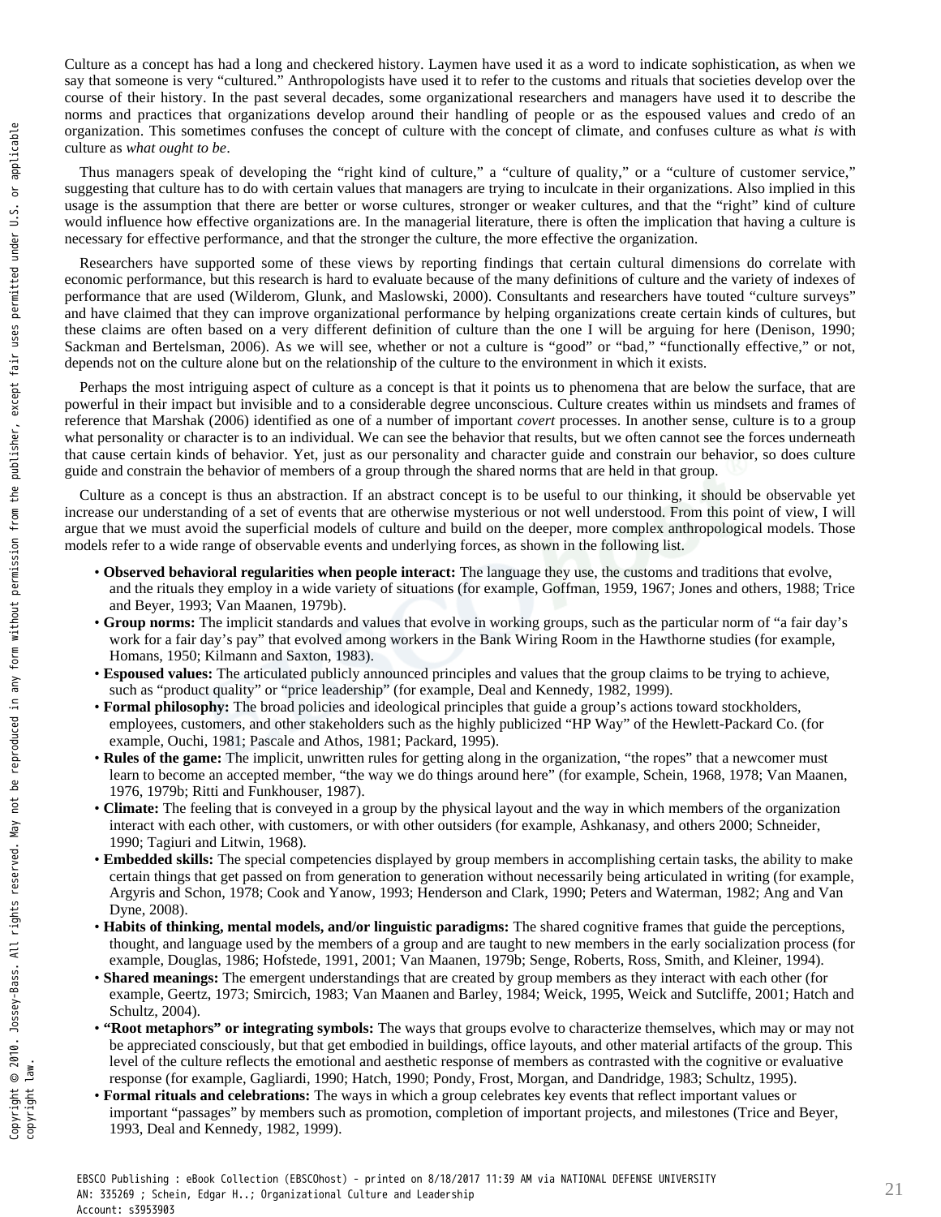Culture as a concept has had a long and checkered history. Laymen have used it as a word to indicate sophistication, as when we say that someone is very "cultured." Anthropologists have used it to refer to the customs and rituals that societies develop over the course of their history. In the past several decades, some organizational researchers and managers have used it to describe the norms and practices that organizations develop around their handling of people or as the espoused values and credo of an organization. This sometimes confuses the concept of culture with the concept of climate, and confuses culture as what *is* with culture as *what ought to be*.

Thus managers speak of developing the "right kind of culture," a "culture of quality," or a "culture of customer service," suggesting that culture has to do with certain values that managers are trying to inculcate in their organizations. Also implied in this usage is the assumption that there are better or worse cultures, stronger or weaker cultures, and that the "right" kind of culture would influence how effective organizations are. In the managerial literature, there is often the implication that having a culture is necessary for effective performance, and that the stronger the culture, the more effective the organization.

Researchers have supported some of these views by reporting findings that certain cultural dimensions do correlate with economic performance, but this research is hard to evaluate because of the many definitions of culture and the variety of indexes of performance that are used (Wilderom, Glunk, and Maslowski, 2000). Consultants and researchers have touted "culture surveys" and have claimed that they can improve organizational performance by helping organizations create certain kinds of cultures, but these claims are often based on a very different definition of culture than the one I will be arguing for here (Denison, 1990; Sackman and Bertelsman, 2006). As we will see, whether or not a culture is "good" or "bad," "functionally effective," or not, depends not on the culture alone but on the relationship of the culture to the environment in which it exists.

Perhaps the most intriguing aspect of culture as a concept is that it points us to phenomena that are below the surface, that are powerful in their impact but invisible and to a considerable degree unconscious. Culture creates within us mindsets and frames of reference that Marshak (2006) identified as one of a number of important *covert* processes. In another sense, culture is to a group what personality or character is to an individual. We can see the behavior that results, but we often cannot see the forces underneath that cause certain kinds of behavior. Yet, just as our personality and character guide and constrain our behavior, so does culture guide and constrain the behavior of members of a group through the shared norms that are held in that group.

Culture as a concept is thus an abstraction. If an abstract concept is to be useful to our thinking, it should be observable yet increase our understanding of a set of events that are otherwise mysterious or not well understood. From this point of view, I will argue that we must avoid the superficial models of culture and build on the deeper, more complex anthropological models. Those models refer to a wide range of observable events and underlying forces, as shown in the following list.

- **Observed behavioral regularities when people interact:** The language they use, the customs and traditions that evolve, and the rituals they employ in a wide variety of situations (for example, Goffman, 1959, 1967; Jones and others, 1988; Trice and Beyer, 1993; Van Maanen, 1979b).
- **Group norms:** The implicit standards and values that evolve in working groups, such as the particular norm of "a fair day's work for a fair day's pay" that evolved among workers in the Bank Wiring Room in the Hawthorne studies (for example, Homans, 1950; Kilmann and Saxton, 1983).
- **Espoused values:** The articulated publicly announced principles and values that the group claims to be trying to achieve, such as "product quality" or "price leadership" (for example, Deal and Kennedy, 1982, 1999).
- **Formal philosophy:** The broad policies and ideological principles that guide a group's actions toward stockholders, employees, customers, and other stakeholders such as the highly publicized "HP Way" of the Hewlett-Packard Co. (for example, Ouchi, 1981; Pascale and Athos, 1981; Packard, 1995).
- **Rules of the game:** The implicit, unwritten rules for getting along in the organization, "the ropes" that a newcomer must learn to become an accepted member, "the way we do things around here" (for example, Schein, 1968, 1978; Van Maanen, 1976, 1979b; Ritti and Funkhouser, 1987).
- **Climate:** The feeling that is conveyed in a group by the physical layout and the way in which members of the organization interact with each other, with customers, or with other outsiders (for example, Ashkanasy, and others 2000; Schneider, 1990; Tagiuri and Litwin, 1968).
- **Embedded skills:** The special competencies displayed by group members in accomplishing certain tasks, the ability to make certain things that get passed on from generation to generation without necessarily being articulated in writing (for example, Argyris and Schon, 1978; Cook and Yanow, 1993; Henderson and Clark, 1990; Peters and Waterman, 1982; Ang and Van Dyne, 2008).
- **Habits of thinking, mental models, and/or linguistic paradigms:** The shared cognitive frames that guide the perceptions, thought, and language used by the members of a group and are taught to new members in the early socialization process (for example, Douglas, 1986; Hofstede, 1991, 2001; Van Maanen, 1979b; Senge, Roberts, Ross, Smith, and Kleiner, 1994).
- **Shared meanings:** The emergent understandings that are created by group members as they interact with each other (for example, Geertz, 1973; Smircich, 1983; Van Maanen and Barley, 1984; Weick, 1995, Weick and Sutcliffe, 2001; Hatch and Schultz, 2004).
- **"Root metaphors" or integrating symbols:** The ways that groups evolve to characterize themselves, which may or may not be appreciated consciously, but that get embodied in buildings, office layouts, and other material artifacts of the group. This level of the culture reflects the emotional and aesthetic response of members as contrasted with the cognitive or evaluative response (for example, Gagliardi, 1990; Hatch, 1990; Pondy, Frost, Morgan, and Dandridge, 1983; Schultz, 1995).
- **Formal rituals and celebrations:** The ways in which a group celebrates key events that reflect important values or important "passages" by members such as promotion, completion of important projects, and milestones (Trice and Beyer, 1993, Deal and Kennedy, 1982, 1999).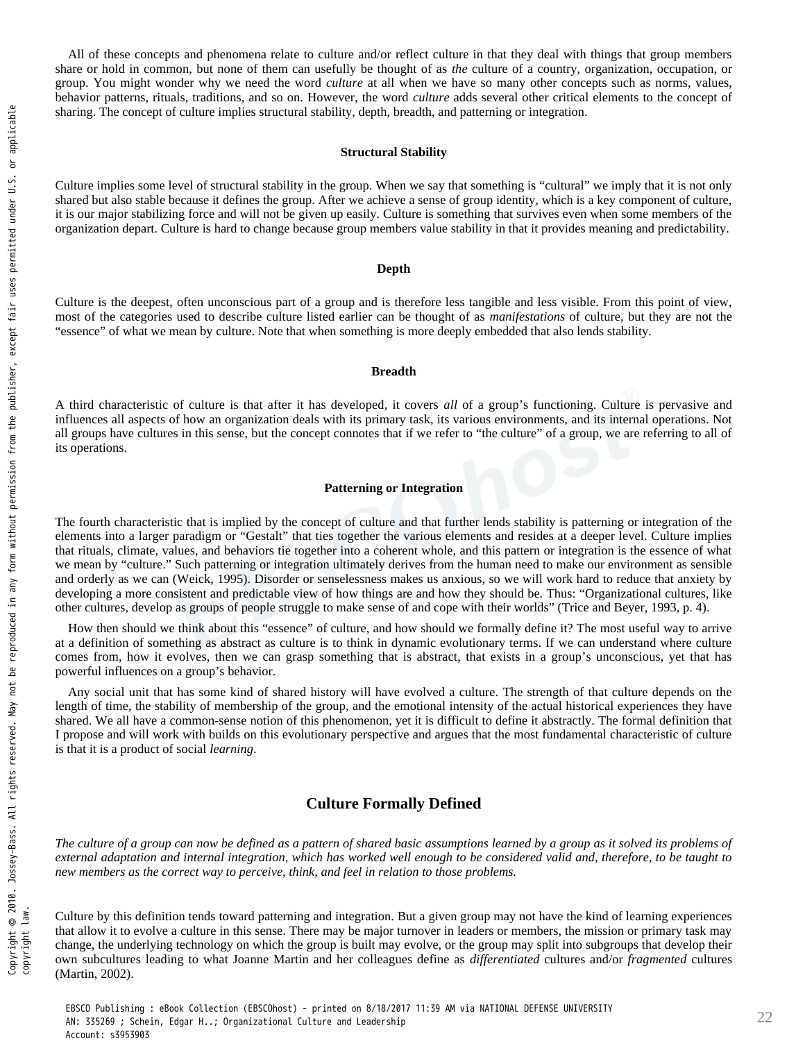All of these concepts and phenomena relate to culture and/or reflect culture in that they deal with things that group members share or hold in common, but none of them can usefully be thought of as *the* culture of a country, organization, occupation, or group. You might wonder why we need the word *culture* at all when we have so many other concepts such as norms, values, behavior patterns, rituals, traditions, and so on. However, the word *culture* adds several other critical elements to the concept of sharing. The concept of culture implies structural stability, depth, breadth, and patterning or integration.

### Structural Stability

Culture implies some level of structural stability in the group. When we say that something is "cultural" we imply that it is not only shared but also stable because it defines the group. After we achieve a sense of group identity, which is a key component of culture, it is our major stabilizing force and will not be given up easily. Culture is something that survives even when some members of the organization depart. Culture is hard to change because group members value stability in that it provides meaning and predictability.

### Depth

Culture is the deepest, often unconscious part of a group and is therefore less tangible and less visible. From this point of view, most of the categories used to describe culture listed earlier can be thought of as *manifestations* of culture, but they are not the "essence" of what we mean by culture. Note that when something is more deeply embedded that also lends stability.

### Breadth

A third characteristic of culture is that after it has developed, it covers *all* of a group's functioning. Culture is pervasive and influences all aspects of how an organization deals with its primary task, its various environments, and its internal operations. Not all groups have cultures in this sense, but the concept connotes that if we refer to "the culture" of a group, we are referring to all of its operations.

### Patterning or Integration

The fourth characteristic that is implied by the concept of culture and that further lends stability is patterning or integration of the elements into a larger paradigm or "Gestalt" that ties together the various elements and resides at a deeper level. Culture implies that rituals, climate, values, and behaviors tie together into a coherent whole, and this pattern or integration is the essence of what we mean by "culture." Such patterning or integration ultimately derives from the human need to make our environment as sensible and orderly as we can (Weick, 1995). Disorder or senselessness makes us anxious, so we will work hard to reduce that anxiety by developing a more consistent and predictable view of how things are and how they should be. Thus: "Organizational cultures, like other cultures, develop as groups of people struggle to make sense of and cope with their worlds" (Trice and Beyer, 1993, p. 4).

How then should we think about this "essence" of culture, and how should we formally define it? The most useful way to arrive at a definition of something as abstract as culture is to think in dynamic evolutionary terms. If we can understand where culture comes from, how it evolves, then we can grasp something that is abstract, that exists in a group's unconscious, yet that has powerful influences on a group's behavior.

Any social unit that has some kind of shared history will have evolved a culture. The strength of that culture depends on the length of time, the stability of membership of the group, and the emotional intensity of the actual historical experiences they have shared. We all have a common-sense notion of this phenomenon, yet it is difficult to define it abstractly. The formal definition that I propose and will work with builds on this evolutionary perspective and argues that the most fundamental characteristic of culture is that it is a product of social *learning*.

## Culture Formally Defined

*The culture of a group can now be defined as a pattern of shared basic assumptions learned by a group as it solved its problems of external adaptation and internal integration, which has worked well enough to be considered valid and, therefore, to be taught to new members as the correct way to perceive, think, and feel in relation to those problems.*

Culture by this definition tends toward patterning and integration. But a given group may not have the kind of learning experiences that allow it to evolve a culture in this sense. There may be major turnover in leaders or members, the mission or primary task may change, the underlying technology on which the group is built may evolve, or the group may split into subgroups that develop their own subcultures leading to what Joanne Martin and her colleagues define as *differentiated* cultures and/or *fragmented* cultures (Martin, 2002).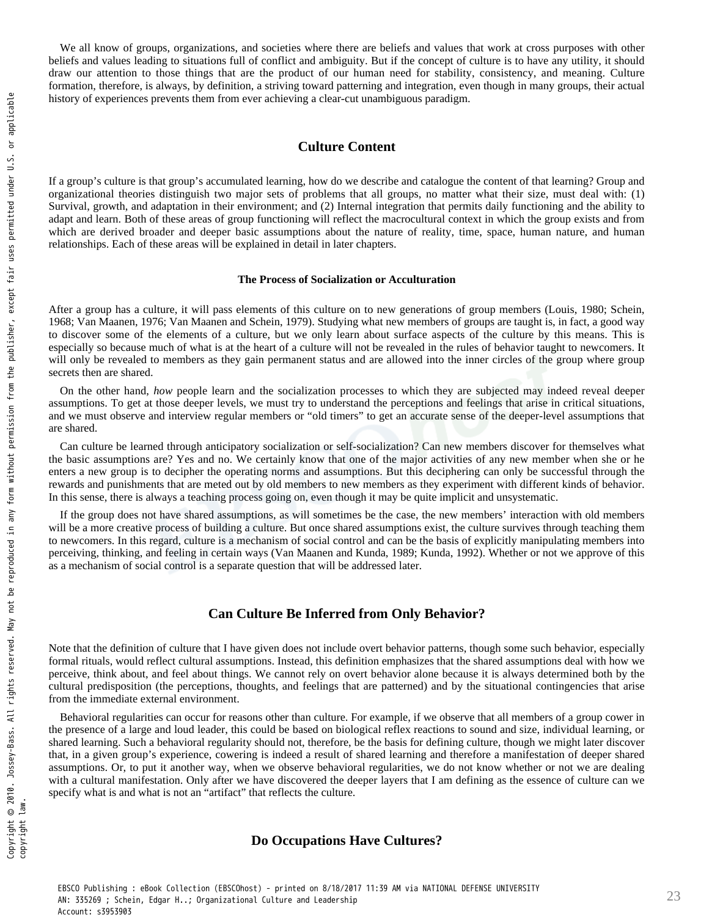We all know of groups, organizations, and societies where there are beliefs and values that work at cross purposes with other beliefs and values leading to situations full of conflict and ambiguity. But if the concept of culture is to have any utility, it should draw our attention to those things that are the product of our human need for stability, consistency, and meaning. Culture formation, therefore, is always, by definition, a striving toward patterning and integration, even though in many groups, their actual history of experiences prevents them from ever achieving a clear-cut unambiguous paradigm.

## Culture Content

If a group's culture is that group's accumulated learning, how do we describe and catalogue the content of that learning? Group and organizational theories distinguish two major sets of problems that all groups, no matter what their size, must deal with: (1) Survival, growth, and adaptation in their environment; and (2) Internal integration that permits daily functioning and the ability to adapt and learn. Both of these areas of group functioning will reflect the macrocultural context in which the group exists and from which are derived broader and deeper basic assumptions about the nature of reality, time, space, human nature, and human relationships. Each of these areas will be explained in detail in later chapters.

### The Process of Socialization or Acculturation

After a group has a culture, it will pass elements of this culture on to new generations of group members (Louis, 1980; Schein, 1968; Van Maanen, 1976; Van Maanen and Schein, 1979). Studying what new members of groups are taught is, in fact, a good way to discover some of the elements of a culture, but we only learn about surface aspects of the culture by this means. This is especially so because much of what is at the heart of a culture will not be revealed in the rules of behavior taught to newcomers. It will only be revealed to members as they gain permanent status and are allowed into the inner circles of the group where group secrets then are shared.

On the other hand, *how* people learn and the socialization processes to which they are subjected may indeed reveal deeper assumptions. To get at those deeper levels, we must try to understand the perceptions and feelings that arise in critical situations, and we must observe and interview regular members or "old timers" to get an accurate sense of the deeper-level assumptions that are shared.

Can culture be learned through anticipatory socialization or self-socialization? Can new members discover for themselves what the basic assumptions are? Yes and no. We certainly know that one of the major activities of any new member when she or he enters a new group is to decipher the operating norms and assumptions. But this deciphering can only be successful through the rewards and punishments that are meted out by old members to new members as they experiment with different kinds of behavior. In this sense, there is always a teaching process going on, even though it may be quite implicit and unsystematic.

If the group does not have shared assumptions, as will sometimes be the case, the new members' interaction with old members will be a more creative process of building a culture. But once shared assumptions exist, the culture survives through teaching them to newcomers. In this regard, culture is a mechanism of social control and can be the basis of explicitly manipulating members into perceiving, thinking, and feeling in certain ways (Van Maanen and Kunda, 1989; Kunda, 1992). Whether or not we approve of this as a mechanism of social control is a separate question that will be addressed later.

## Can Culture Be Inferred from Only Behavior?

Note that the definition of culture that I have given does not include overt behavior patterns, though some such behavior, especially formal rituals, would reflect cultural assumptions. Instead, this definition emphasizes that the shared assumptions deal with how we perceive, think about, and feel about things. We cannot rely on overt behavior alone because it is always determined both by the cultural predisposition (the perceptions, thoughts, and feelings that are patterned) and by the situational contingencies that arise from the immediate external environment.

Behavioral regularities can occur for reasons other than culture. For example, if we observe that all members of a group cower in the presence of a large and loud leader, this could be based on biological reflex reactions to sound and size, individual learning, or shared learning. Such a behavioral regularity should not, therefore, be the basis for defining culture, though we might later discover that, in a given group's experience, cowering is indeed a result of shared learning and therefore a manifestation of deeper shared assumptions. Or, to put it another way, when we observe behavioral regularities, we do not know whether or not we are dealing with a cultural manifestation. Only after we have discovered the deeper layers that I am defining as the essence of culture can we specify what is and what is not an "artifact" that reflects the culture.

## Do Occupations Have Cultures?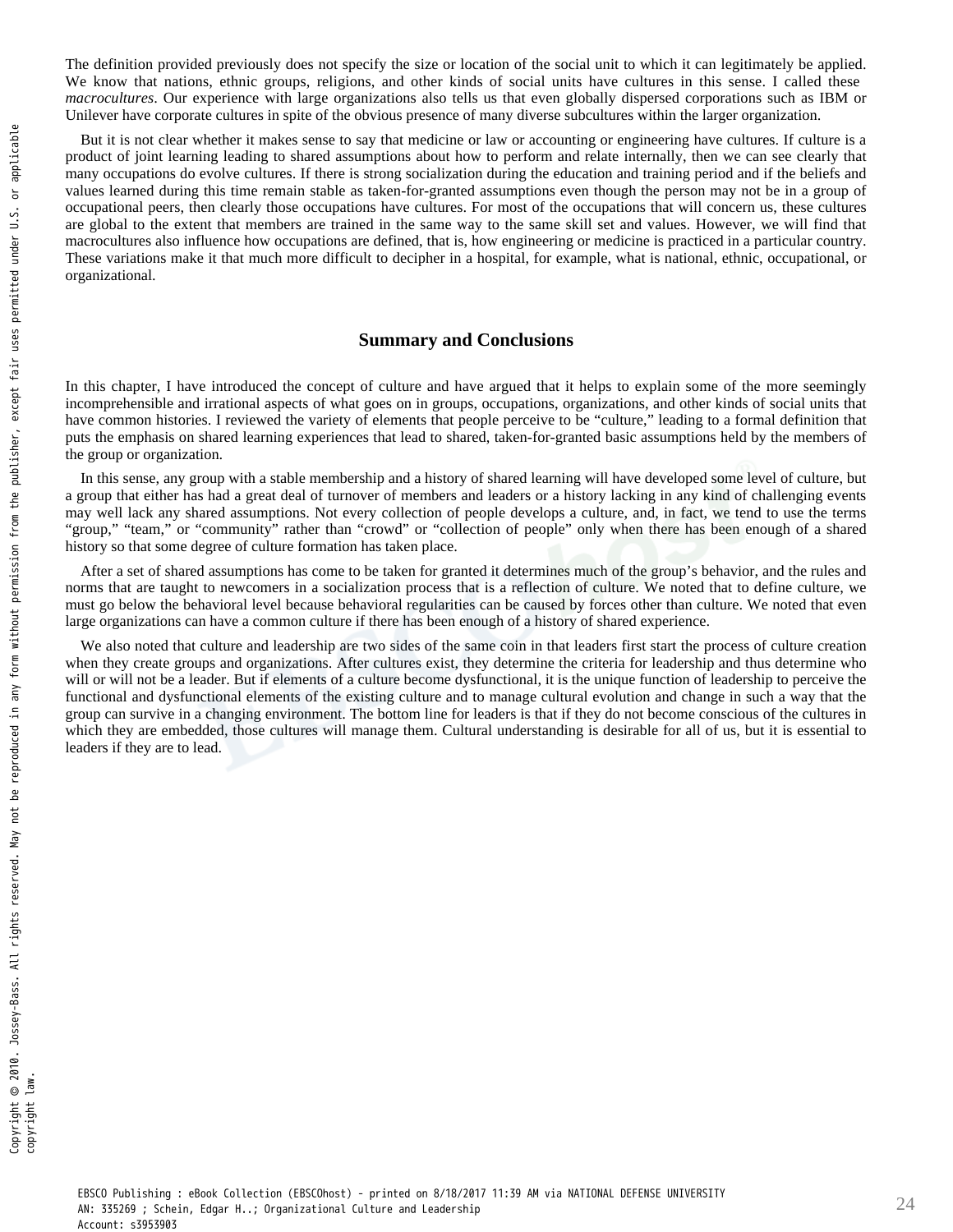The definition provided previously does not specify the size or location of the social unit to which it can legitimately be applied. We know that nations, ethnic groups, religions, and other kinds of social units have cultures in this sense. I called these *macrocultures*. Our experience with large organizations also tells us that even globally dispersed corporations such as IBM or Unilever have corporate cultures in spite of the obvious presence of many diverse subcultures within the larger organization.

But it is not clear whether it makes sense to say that medicine or law or accounting or engineering have cultures. If culture is a product of joint learning leading to shared assumptions about how to perform and relate internally, then we can see clearly that many occupations do evolve cultures. If there is strong socialization during the education and training period and if the beliefs and values learned during this time remain stable as taken-for-granted assumptions even though the person may not be in a group of occupational peers, then clearly those occupations have cultures. For most of the occupations that will concern us, these cultures are global to the extent that members are trained in the same way to the same skill set and values. However, we will find that macrocultures also influence how occupations are defined, that is, how engineering or medicine is practiced in a particular country. These variations make it that much more difficult to decipher in a hospital, for example, what is national, ethnic, occupational, or organizational.

## Summary and Conclusions

In this chapter, I have introduced the concept of culture and have argued that it helps to explain some of the more seemingly incomprehensible and irrational aspects of what goes on in groups, occupations, organizations, and other kinds of social units that have common histories. I reviewed the variety of elements that people perceive to be "culture," leading to a formal definition that puts the emphasis on shared learning experiences that lead to shared, taken-for-granted basic assumptions held by the members of the group or organization.

In this sense, any group with a stable membership and a history of shared learning will have developed some level of culture, but a group that either has had a great deal of turnover of members and leaders or a history lacking in any kind of challenging events may well lack any shared assumptions. Not every collection of people develops a culture, and, in fact, we tend to use the terms "group," "team," or "community" rather than "crowd" or "collection of people" only when there has been enough of a shared history so that some degree of culture formation has taken place.

After a set of shared assumptions has come to be taken for granted it determines much of the group's behavior, and the rules and norms that are taught to newcomers in a socialization process that is a reflection of culture. We noted that to define culture, we must go below the behavioral level because behavioral regularities can be caused by forces other than culture. We noted that even large organizations can have a common culture if there has been enough of a history of shared experience.

We also noted that culture and leadership are two sides of the same coin in that leaders first start the process of culture creation when they create groups and organizations. After cultures exist, they determine the criteria for leadership and thus determine who will or will not be a leader. But if elements of a culture become dysfunctional, it is the unique function of leadership to perceive the functional and dysfunctional elements of the existing culture and to manage cultural evolution and change in such a way that the group can survive in a changing environment. The bottom line for leaders is that if they do not become conscious of the cultures in which they are embedded, those cultures will manage them. Cultural understanding is desirable for all of us, but it is essential to leaders if they are to lead.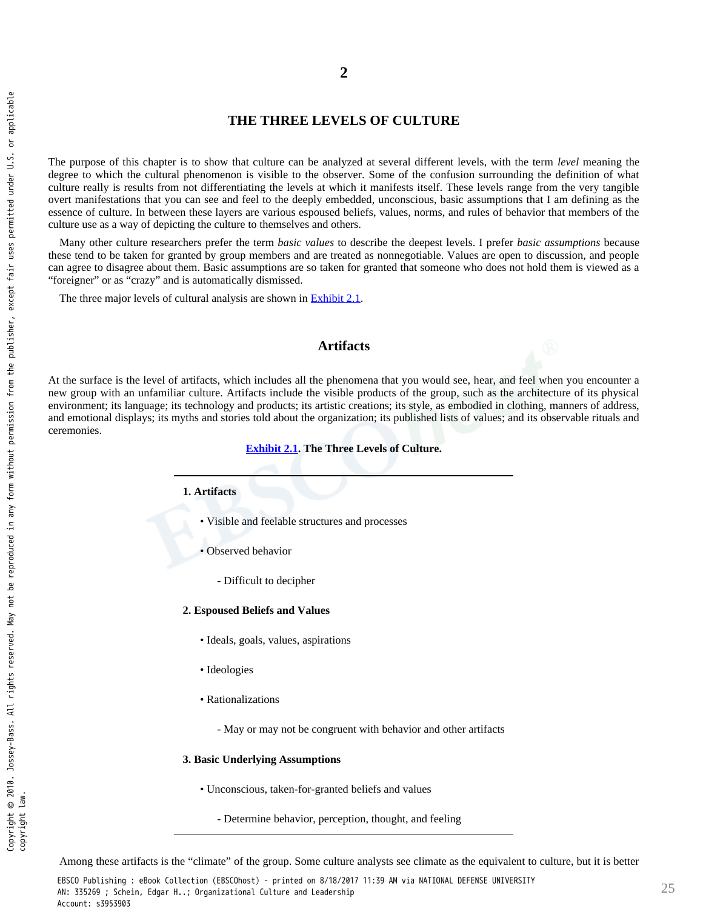# 2

# THE THREE LEVELS OF CULTURE

The purpose of this chapter is to show that culture can be analyzed at several different levels, with the term *level* meaning the degree to which the cultural phenomenon is visible to the observer. Some of the confusion surrounding the definition of what culture really is results from not differentiating the levels at which it manifests itself. These levels range from the very tangible overt manifestations that you can see and feel to the deeply embedded, unconscious, basic assumptions that I am defining as the essence of culture. In between these layers are various espoused beliefs, values, norms, and rules of behavior that members of the culture use as a way of depicting the culture to themselves and others.

Many other culture researchers prefer the term *basic values* to describe the deepest levels. I prefer *basic assumptions* because these tend to be taken for granted by group members and are treated as nonnegotiable. Values are open to discussion, and people can agree to disagree about them. Basic assumptions are so taken for granted that someone who does not hold them is viewed as a "foreigner" or as "crazy" and is automatically dismissed.

The three major levels of cultural analysis are shown in Exhibit 2.1.

## Artifacts

At the surface is the level of artifacts, which includes all the phenomena that you would see, hear, and feel when you encounter a new group with an unfamiliar culture. Artifacts include the visible products of the group, such as the architecture of its physical environment; its language; its technology and products; its artistic creations; its style, as embodied in clothing, manners of address, and emotional displays; its myths and stories told about the organization; its published lists of values; and its observable rituals and ceremonies.

**Exhibit 2.1. The Three Levels of Culture.**

**1. Artifacts**

- Visible and feelable structures and processes
- Observed behavior
    - Difficult to decipher

**2. Espoused Beliefs and Values**

- Ideals, goals, values, aspirations
- Ideologies
- Rationalizations
    - May or may not be congruent with behavior and other artifacts

**3. Basic Underlying Assumptions**

- Unconscious, taken-for-granted beliefs and values
    - Determine behavior, perception, thought, and feeling

Among these artifacts is the "climate" of the group. Some culture analysts see climate as the equivalent to culture, but it is better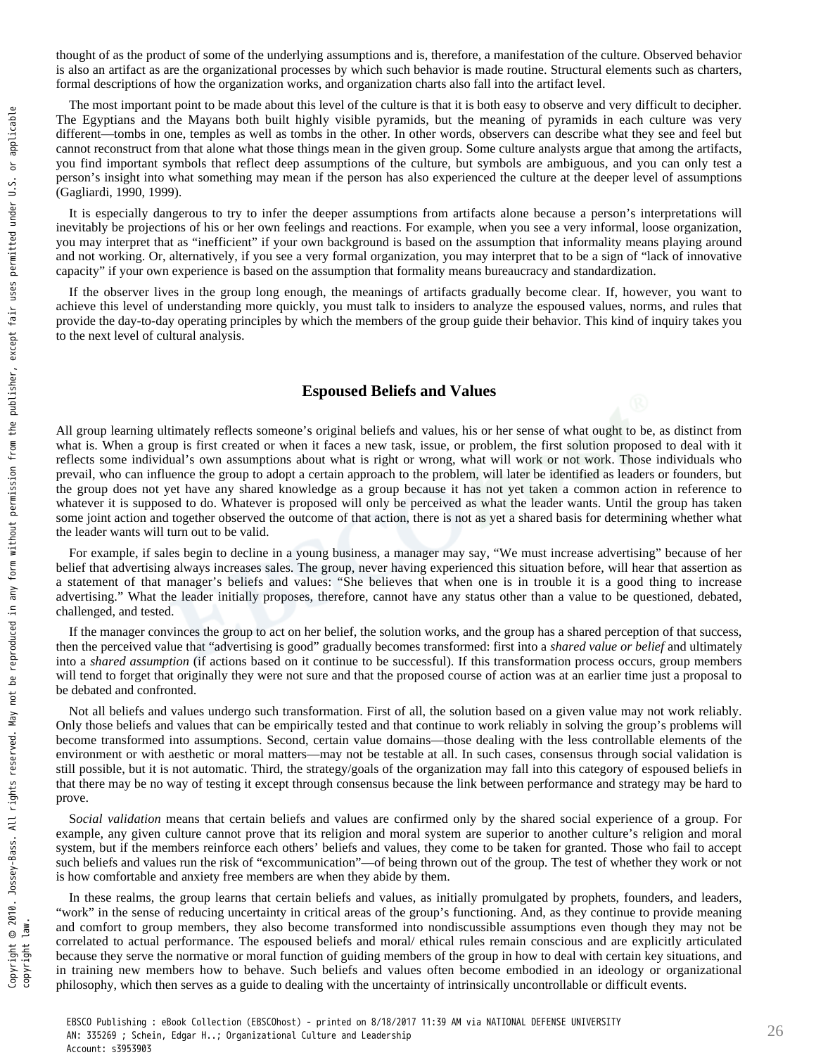thought of as the product of some of the underlying assumptions and is, therefore, a manifestation of the culture. Observed behavior is also an artifact as are the organizational processes by which such behavior is made routine. Structural elements such as charters, formal descriptions of how the organization works, and organization charts also fall into the artifact level.

The most important point to be made about this level of the culture is that it is both easy to observe and very difficult to decipher. The Egyptians and the Mayans both built highly visible pyramids, but the meaning of pyramids in each culture was very different—tombs in one, temples as well as tombs in the other. In other words, observers can describe what they see and feel but cannot reconstruct from that alone what those things mean in the given group. Some culture analysts argue that among the artifacts, you find important symbols that reflect deep assumptions of the culture, but symbols are ambiguous, and you can only test a person's insight into what something may mean if the person has also experienced the culture at the deeper level of assumptions (Gagliardi, 1990, 1999).

It is especially dangerous to try to infer the deeper assumptions from artifacts alone because a person's interpretations will inevitably be projections of his or her own feelings and reactions. For example, when you see a very informal, loose organization, you may interpret that as "inefficient" if your own background is based on the assumption that informality means playing around and not working. Or, alternatively, if you see a very formal organization, you may interpret that to be a sign of "lack of innovative capacity" if your own experience is based on the assumption that formality means bureaucracy and standardization.

If the observer lives in the group long enough, the meanings of artifacts gradually become clear. If, however, you want to achieve this level of understanding more quickly, you must talk to insiders to analyze the espoused values, norms, and rules that provide the day-to-day operating principles by which the members of the group guide their behavior. This kind of inquiry takes you to the next level of cultural analysis.

## Espoused Beliefs and Values

All group learning ultimately reflects someone's original beliefs and values, his or her sense of what ought to be, as distinct from what is. When a group is first created or when it faces a new task, issue, or problem, the first solution proposed to deal with it reflects some individual's own assumptions about what is right or wrong, what will work or not work. Those individuals who prevail, who can influence the group to adopt a certain approach to the problem, will later be identified as leaders or founders, but the group does not yet have any shared knowledge as a group because it has not yet taken a common action in reference to whatever it is supposed to do. Whatever is proposed will only be perceived as what the leader wants. Until the group has taken some joint action and together observed the outcome of that action, there is not as yet a shared basis for determining whether what the leader wants will turn out to be valid.

For example, if sales begin to decline in a young business, a manager may say, "We must increase advertising" because of her belief that advertising always increases sales. The group, never having experienced this situation before, will hear that assertion as a statement of that manager's beliefs and values: "She believes that when one is in trouble it is a good thing to increase advertising." What the leader initially proposes, therefore, cannot have any status other than a value to be questioned, debated, challenged, and tested.

If the manager convinces the group to act on her belief, the solution works, and the group has a shared perception of that success, then the perceived value that "advertising is good" gradually becomes transformed: first into a *shared value or belief* and ultimately into a *shared assumption* (if actions based on it continue to be successful). If this transformation process occurs, group members will tend to forget that originally they were not sure and that the proposed course of action was at an earlier time just a proposal to be debated and confronted.

Not all beliefs and values undergo such transformation. First of all, the solution based on a given value may not work reliably. Only those beliefs and values that can be empirically tested and that continue to work reliably in solving the group's problems will become transformed into assumptions. Second, certain value domains—those dealing with the less controllable elements of the environment or with aesthetic or moral matters—may not be testable at all. In such cases, consensus through social validation is still possible, but it is not automatic. Third, the strategy/goals of the organization may fall into this category of espoused beliefs in that there may be no way of testing it except through consensus because the link between performance and strategy may be hard to prove.

S*ocial validation* means that certain beliefs and values are confirmed only by the shared social experience of a group. For example, any given culture cannot prove that its religion and moral system are superior to another culture's religion and moral system, but if the members reinforce each others' beliefs and values, they come to be taken for granted. Those who fail to accept such beliefs and values run the risk of "excommunication"—of being thrown out of the group. The test of whether they work or not is how comfortable and anxiety free members are when they abide by them.

In these realms, the group learns that certain beliefs and values, as initially promulgated by prophets, founders, and leaders, "work" in the sense of reducing uncertainty in critical areas of the group's functioning. And, as they continue to provide meaning and comfort to group members, they also become transformed into nondiscussible assumptions even though they may not be correlated to actual performance. The espoused beliefs and moral/ ethical rules remain conscious and are explicitly articulated because they serve the normative or moral function of guiding members of the group in how to deal with certain key situations, and in training new members how to behave. Such beliefs and values often become embodied in an ideology or organizational philosophy, which then serves as a guide to dealing with the uncertainty of intrinsically uncontrollable or difficult events.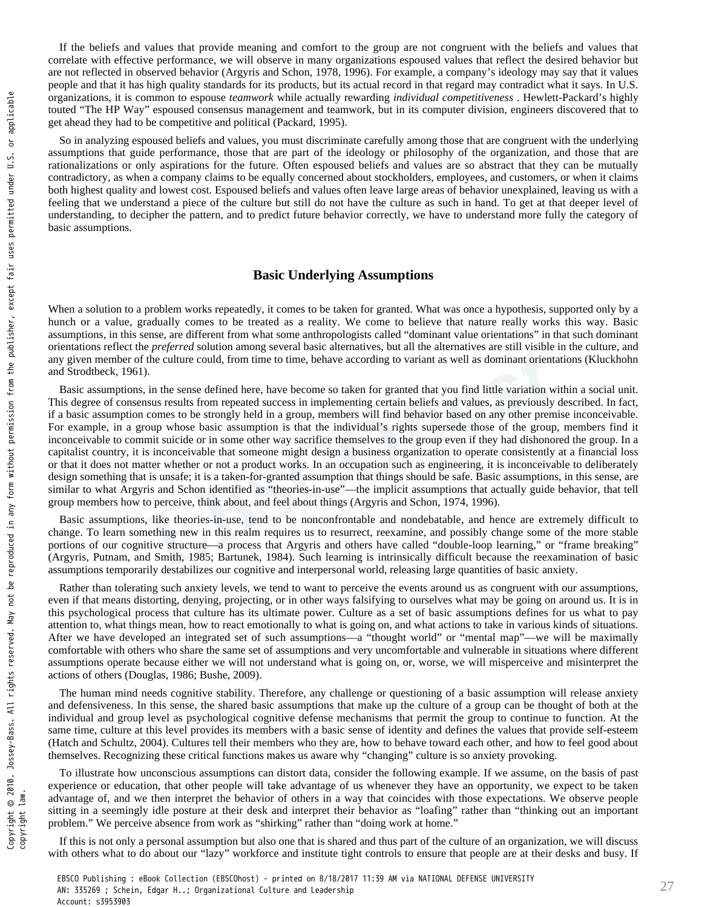If the beliefs and values that provide meaning and comfort to the group are not congruent with the beliefs and values that correlate with effective performance, we will observe in many organizations espoused values that reflect the desired behavior but are not reflected in observed behavior (Argyris and Schon, 1978, 1996). For example, a company's ideology may say that it values people and that it has high quality standards for its products, but its actual record in that regard may contradict what it says. In U.S. organizations, it is common to espouse *teamwork* while actually rewarding *individual competitiveness* . Hewlett-Packard's highly touted "The HP Way" espoused consensus management and teamwork, but in its computer division, engineers discovered that to get ahead they had to be competitive and political (Packard, 1995).

So in analyzing espoused beliefs and values, you must discriminate carefully among those that are congruent with the underlying assumptions that guide performance, those that are part of the ideology or philosophy of the organization, and those that are rationalizations or only aspirations for the future. Often espoused beliefs and values are so abstract that they can be mutually contradictory, as when a company claims to be equally concerned about stockholders, employees, and customers, or when it claims both highest quality and lowest cost. Espoused beliefs and values often leave large areas of behavior unexplained, leaving us with a feeling that we understand a piece of the culture but still do not have the culture as such in hand. To get at that deeper level of understanding, to decipher the pattern, and to predict future behavior correctly, we have to understand more fully the category of basic assumptions.

## Basic Underlying Assumptions

When a solution to a problem works repeatedly, it comes to be taken for granted. What was once a hypothesis, supported only by a hunch or a value, gradually comes to be treated as a reality. We come to believe that nature really works this way. Basic assumptions, in this sense, are different from what some anthropologists called "dominant value orientations" in that such dominant orientations reflect the *preferred* solution among several basic alternatives, but all the alternatives are still visible in the culture, and any given member of the culture could, from time to time, behave according to variant as well as dominant orientations (Kluckhohn and Strodtbeck, 1961).

Basic assumptions, in the sense defined here, have become so taken for granted that you find little variation within a social unit. This degree of consensus results from repeated success in implementing certain beliefs and values, as previously described. In fact, if a basic assumption comes to be strongly held in a group, members will find behavior based on any other premise inconceivable. For example, in a group whose basic assumption is that the individual's rights supersede those of the group, members find it inconceivable to commit suicide or in some other way sacrifice themselves to the group even if they had dishonored the group. In a capitalist country, it is inconceivable that someone might design a business organization to operate consistently at a financial loss or that it does not matter whether or not a product works. In an occupation such as engineering, it is inconceivable to deliberately design something that is unsafe; it is a taken-for-granted assumption that things should be safe. Basic assumptions, in this sense, are similar to what Argyris and Schon identified as "theories-in-use"—the implicit assumptions that actually guide behavior, that tell group members how to perceive, think about, and feel about things (Argyris and Schon, 1974, 1996).

Basic assumptions, like theories-in-use, tend to be nonconfrontable and nondebatable, and hence are extremely difficult to change. To learn something new in this realm requires us to resurrect, reexamine, and possibly change some of the more stable portions of our cognitive structure—a process that Argyris and others have called "double-loop learning," or "frame breaking" (Argyris, Putnam, and Smith, 1985; Bartunek, 1984). Such learning is intrinsically difficult because the reexamination of basic assumptions temporarily destabilizes our cognitive and interpersonal world, releasing large quantities of basic anxiety.

Rather than tolerating such anxiety levels, we tend to want to perceive the events around us as congruent with our assumptions, even if that means distorting, denying, projecting, or in other ways falsifying to ourselves what may be going on around us. It is in this psychological process that culture has its ultimate power. Culture as a set of basic assumptions defines for us what to pay attention to, what things mean, how to react emotionally to what is going on, and what actions to take in various kinds of situations. After we have developed an integrated set of such assumptions—a "thought world" or "mental map"—we will be maximally comfortable with others who share the same set of assumptions and very uncomfortable and vulnerable in situations where different assumptions operate because either we will not understand what is going on, or, worse, we will misperceive and misinterpret the actions of others (Douglas, 1986; Bushe, 2009).

The human mind needs cognitive stability. Therefore, any challenge or questioning of a basic assumption will release anxiety and defensiveness. In this sense, the shared basic assumptions that make up the culture of a group can be thought of both at the individual and group level as psychological cognitive defense mechanisms that permit the group to continue to function. At the same time, culture at this level provides its members with a basic sense of identity and defines the values that provide self-esteem (Hatch and Schultz, 2004). Cultures tell their members who they are, how to behave toward each other, and how to feel good about themselves. Recognizing these critical functions makes us aware why "changing" culture is so anxiety provoking.

To illustrate how unconscious assumptions can distort data, consider the following example. If we assume, on the basis of past experience or education, that other people will take advantage of us whenever they have an opportunity, we expect to be taken advantage of, and we then interpret the behavior of others in a way that coincides with those expectations. We observe people sitting in a seemingly idle posture at their desk and interpret their behavior as "loafing" rather than "thinking out an important problem." We perceive absence from work as "shirking" rather than "doing work at home."

If this is not only a personal assumption but also one that is shared and thus part of the culture of an organization, we will discuss with others what to do about our "lazy" workforce and institute tight controls to ensure that people are at their desks and busy. If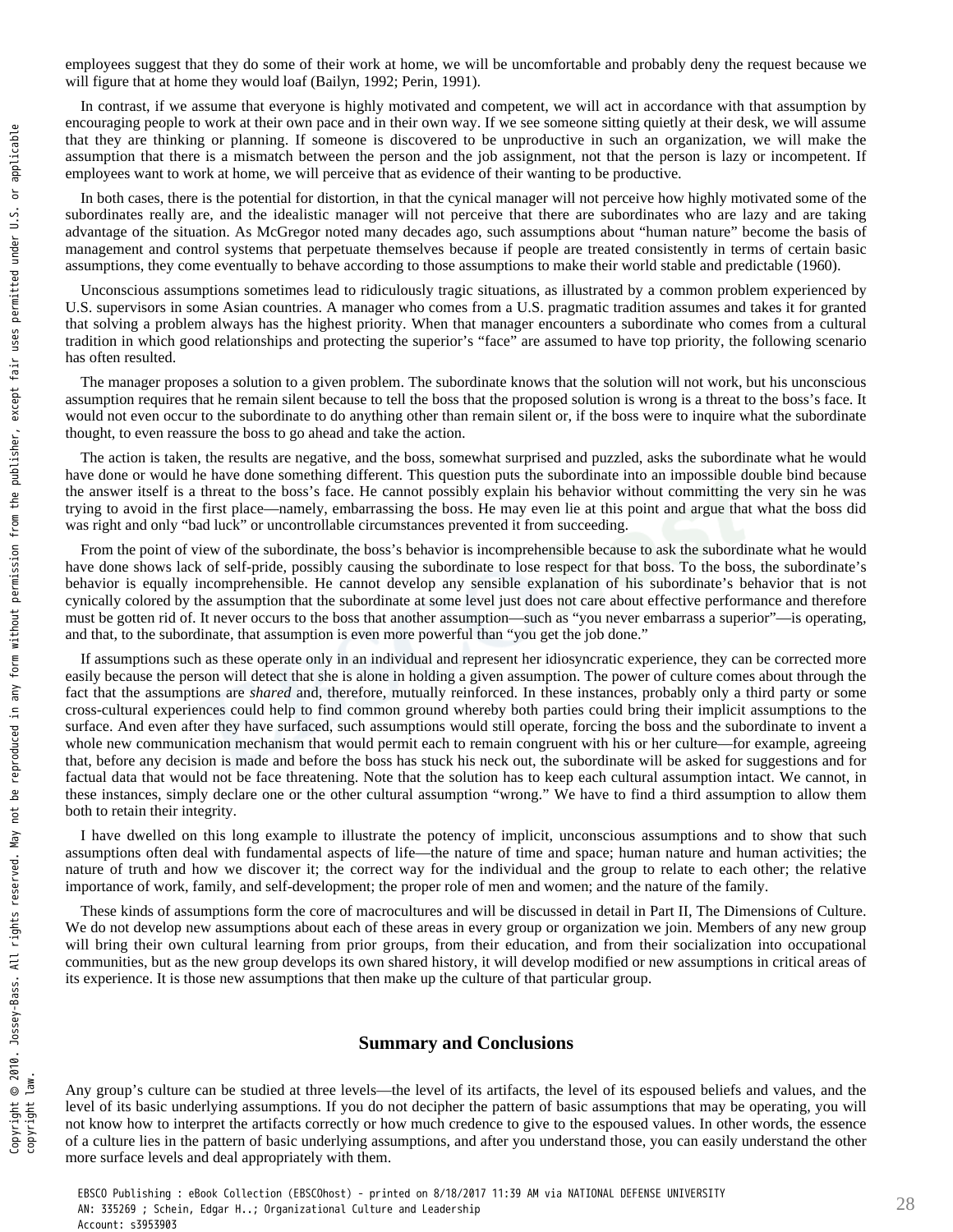employees suggest that they do some of their work at home, we will be uncomfortable and probably deny the request because we will figure that at home they would loaf (Bailyn, 1992; Perin, 1991).

In contrast, if we assume that everyone is highly motivated and competent, we will act in accordance with that assumption by encouraging people to work at their own pace and in their own way. If we see someone sitting quietly at their desk, we will assume that they are thinking or planning. If someone is discovered to be unproductive in such an organization, we will make the assumption that there is a mismatch between the person and the job assignment, not that the person is lazy or incompetent. If employees want to work at home, we will perceive that as evidence of their wanting to be productive.

In both cases, there is the potential for distortion, in that the cynical manager will not perceive how highly motivated some of the subordinates really are, and the idealistic manager will not perceive that there are subordinates who are lazy and are taking advantage of the situation. As McGregor noted many decades ago, such assumptions about "human nature" become the basis of management and control systems that perpetuate themselves because if people are treated consistently in terms of certain basic assumptions, they come eventually to behave according to those assumptions to make their world stable and predictable (1960).

Unconscious assumptions sometimes lead to ridiculously tragic situations, as illustrated by a common problem experienced by U.S. supervisors in some Asian countries. A manager who comes from a U.S. pragmatic tradition assumes and takes it for granted that solving a problem always has the highest priority. When that manager encounters a subordinate who comes from a cultural tradition in which good relationships and protecting the superior's "face" are assumed to have top priority, the following scenario has often resulted.

The manager proposes a solution to a given problem. The subordinate knows that the solution will not work, but his unconscious assumption requires that he remain silent because to tell the boss that the proposed solution is wrong is a threat to the boss's face. It would not even occur to the subordinate to do anything other than remain silent or, if the boss were to inquire what the subordinate thought, to even reassure the boss to go ahead and take the action.

The action is taken, the results are negative, and the boss, somewhat surprised and puzzled, asks the subordinate what he would have done or would he have done something different. This question puts the subordinate into an impossible double bind because the answer itself is a threat to the boss's face. He cannot possibly explain his behavior without committing the very sin he was trying to avoid in the first place—namely, embarrassing the boss. He may even lie at this point and argue that what the boss did was right and only "bad luck" or uncontrollable circumstances prevented it from succeeding.

From the point of view of the subordinate, the boss's behavior is incomprehensible because to ask the subordinate what he would have done shows lack of self-pride, possibly causing the subordinate to lose respect for that boss. To the boss, the subordinate's behavior is equally incomprehensible. He cannot develop any sensible explanation of his subordinate's behavior that is not cynically colored by the assumption that the subordinate at some level just does not care about effective performance and therefore must be gotten rid of. It never occurs to the boss that another assumption—such as "you never embarrass a superior"—is operating, and that, to the subordinate, that assumption is even more powerful than "you get the job done."

If assumptions such as these operate only in an individual and represent her idiosyncratic experience, they can be corrected more easily because the person will detect that she is alone in holding a given assumption. The power of culture comes about through the fact that the assumptions are *shared* and, therefore, mutually reinforced. In these instances, probably only a third party or some cross-cultural experiences could help to find common ground whereby both parties could bring their implicit assumptions to the surface. And even after they have surfaced, such assumptions would still operate, forcing the boss and the subordinate to invent a whole new communication mechanism that would permit each to remain congruent with his or her culture—for example, agreeing that, before any decision is made and before the boss has stuck his neck out, the subordinate will be asked for suggestions and for factual data that would not be face threatening. Note that the solution has to keep each cultural assumption intact. We cannot, in these instances, simply declare one or the other cultural assumption "wrong." We have to find a third assumption to allow them both to retain their integrity.

I have dwelled on this long example to illustrate the potency of implicit, unconscious assumptions and to show that such assumptions often deal with fundamental aspects of life—the nature of time and space; human nature and human activities; the nature of truth and how we discover it; the correct way for the individual and the group to relate to each other; the relative importance of work, family, and self-development; the proper role of men and women; and the nature of the family.

These kinds of assumptions form the core of macrocultures and will be discussed in detail in Part II, The Dimensions of Culture. We do not develop new assumptions about each of these areas in every group or organization we join. Members of any new group will bring their own cultural learning from prior groups, from their education, and from their socialization into occupational communities, but as the new group develops its own shared history, it will develop modified or new assumptions in critical areas of its experience. It is those new assumptions that then make up the culture of that particular group.

## Summary and Conclusions

Any group's culture can be studied at three levels—the level of its artifacts, the level of its espoused beliefs and values, and the level of its basic underlying assumptions. If you do not decipher the pattern of basic assumptions that may be operating, you will not know how to interpret the artifacts correctly or how much credence to give to the espoused values. In other words, the essence of a culture lies in the pattern of basic underlying assumptions, and after you understand those, you can easily understand the other more surface levels and deal appropriately with them.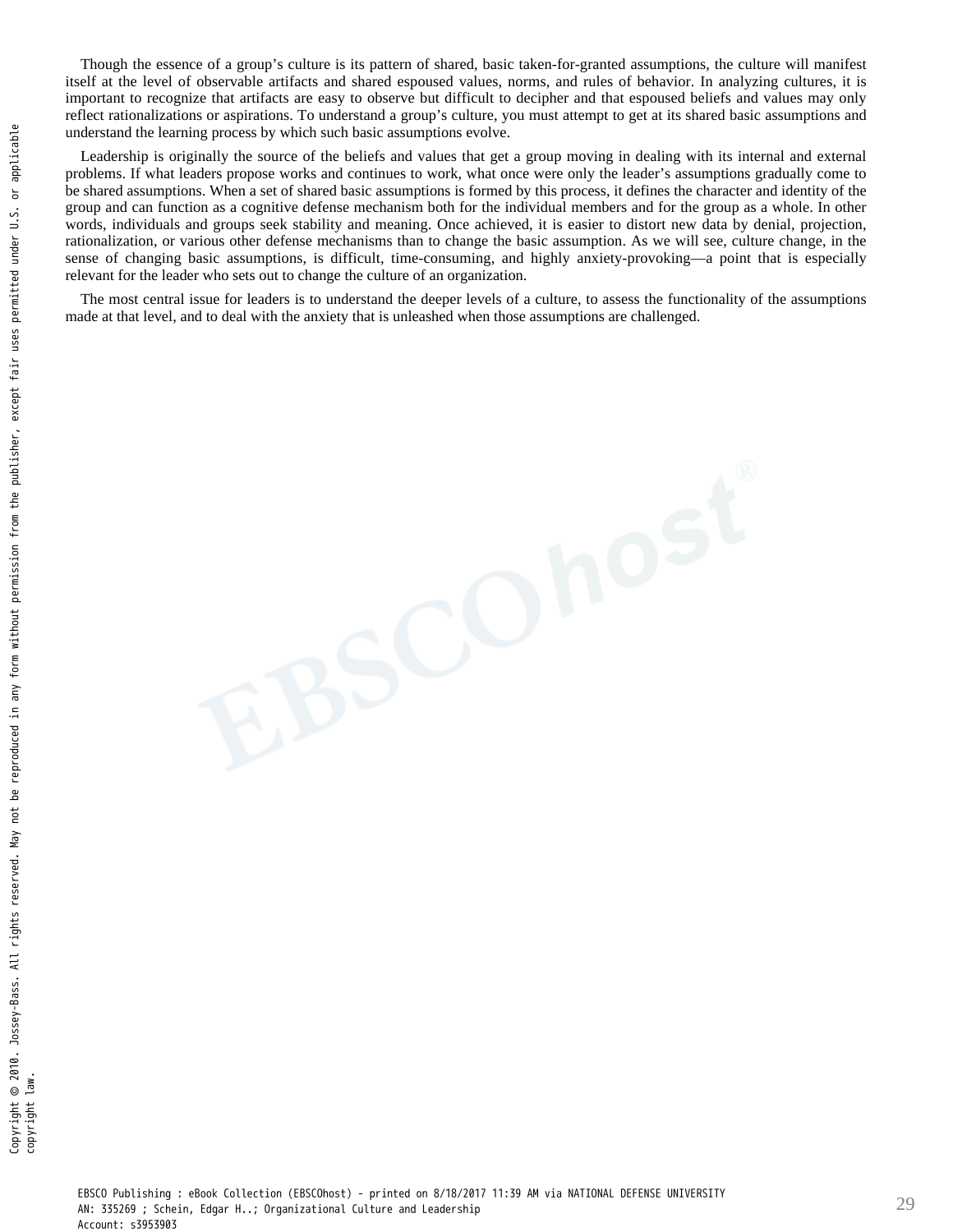Though the essence of a group's culture is its pattern of shared, basic taken-for-granted assumptions, the culture will manifest itself at the level of observable artifacts and shared espoused values, norms, and rules of behavior. In analyzing cultures, it is important to recognize that artifacts are easy to observe but difficult to decipher and that espoused beliefs and values may only reflect rationalizations or aspirations. To understand a group's culture, you must attempt to get at its shared basic assumptions and understand the learning process by which such basic assumptions evolve.

Leadership is originally the source of the beliefs and values that get a group moving in dealing with its internal and external problems. If what leaders propose works and continues to work, what once were only the leader's assumptions gradually come to be shared assumptions. When a set of shared basic assumptions is formed by this process, it defines the character and identity of the group and can function as a cognitive defense mechanism both for the individual members and for the group as a whole. In other words, individuals and groups seek stability and meaning. Once achieved, it is easier to distort new data by denial, projection, rationalization, or various other defense mechanisms than to change the basic assumption. As we will see, culture change, in the sense of changing basic assumptions, is difficult, time-consuming, and highly anxiety-provoking—a point that is especially relevant for the leader who sets out to change the culture of an organization.

The most central issue for leaders is to understand the deeper levels of a culture, to assess the functionality of the assumptions made at that level, and to deal with the anxiety that is unleashed when those assumptions are challenged.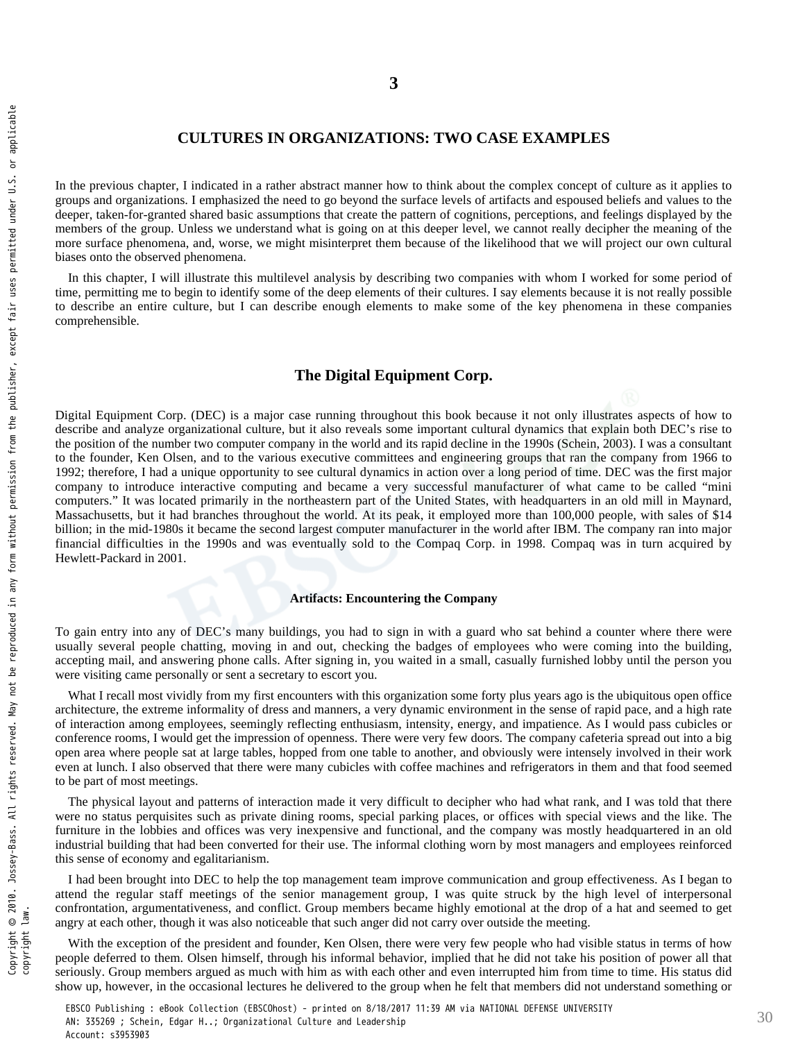# 3

# CULTURES IN ORGANIZATIONS: TWO CASE EXAMPLES

In the previous chapter, I indicated in a rather abstract manner how to think about the complex concept of culture as it applies to groups and organizations. I emphasized the need to go beyond the surface levels of artifacts and espoused beliefs and values to the deeper, taken-for-granted shared basic assumptions that create the pattern of cognitions, perceptions, and feelings displayed by the members of the group. Unless we understand what is going on at this deeper level, we cannot really decipher the meaning of the more surface phenomena, and, worse, we might misinterpret them because of the likelihood that we will project our own cultural biases onto the observed phenomena.

In this chapter, I will illustrate this multilevel analysis by describing two companies with whom I worked for some period of time, permitting me to begin to identify some of the deep elements of their cultures. I say elements because it is not really possible to describe an entire culture, but I can describe enough elements to make some of the key phenomena in these companies comprehensible.

## The Digital Equipment Corp.

Digital Equipment Corp. (DEC) is a major case running throughout this book because it not only illustrates aspects of how to describe and analyze organizational culture, but it also reveals some important cultural dynamics that explain both DEC's rise to the position of the number two computer company in the world and its rapid decline in the 1990s (Schein, 2003). I was a consultant to the founder, Ken Olsen, and to the various executive committees and engineering groups that ran the company from 1966 to 1992; therefore, I had a unique opportunity to see cultural dynamics in action over a long period of time. DEC was the first major company to introduce interactive computing and became a very successful manufacturer of what came to be called "mini computers." It was located primarily in the northeastern part of the United States, with headquarters in an old mill in Maynard, Massachusetts, but it had branches throughout the world. At its peak, it employed more than 100,000 people, with sales of $14 billion; in the mid-1980s it became the second largest computer manufacturer in the world after IBM. The company ran into major financial difficulties in the 1990s and was eventually sold to the Compaq Corp. in 1998. Compaq was in turn acquired by Hewlett-Packard in 2001.

### Artifacts: Encountering the Company

To gain entry into any of DEC's many buildings, you had to sign in with a guard who sat behind a counter where there were usually several people chatting, moving in and out, checking the badges of employees who were coming into the building, accepting mail, and answering phone calls. After signing in, you waited in a small, casually furnished lobby until the person you were visiting came personally or sent a secretary to escort you.

What I recall most vividly from my first encounters with this organization some forty plus years ago is the ubiquitous open office architecture, the extreme informality of dress and manners, a very dynamic environment in the sense of rapid pace, and a high rate of interaction among employees, seemingly reflecting enthusiasm, intensity, energy, and impatience. As I would pass cubicles or conference rooms, I would get the impression of openness. There were very few doors. The company cafeteria spread out into a big open area where people sat at large tables, hopped from one table to another, and obviously were intensely involved in their work even at lunch. I also observed that there were many cubicles with coffee machines and refrigerators in them and that food seemed to be part of most meetings.

The physical layout and patterns of interaction made it very difficult to decipher who had what rank, and I was told that there were no status perquisites such as private dining rooms, special parking places, or offices with special views and the like. The furniture in the lobbies and offices was very inexpensive and functional, and the company was mostly headquartered in an old industrial building that had been converted for their use. The informal clothing worn by most managers and employees reinforced this sense of economy and egalitarianism.

I had been brought into DEC to help the top management team improve communication and group effectiveness. As I began to attend the regular staff meetings of the senior management group, I was quite struck by the high level of interpersonal confrontation, argumentativeness, and conflict. Group members became highly emotional at the drop of a hat and seemed to get angry at each other, though it was also noticeable that such anger did not carry over outside the meeting.

With the exception of the president and founder, Ken Olsen, there were very few people who had visible status in terms of how people deferred to them. Olsen himself, through his informal behavior, implied that he did not take his position of power all that seriously. Group members argued as much with him as with each other and even interrupted him from time to time. His status did show up, however, in the occasional lectures he delivered to the group when he felt that members did not understand something or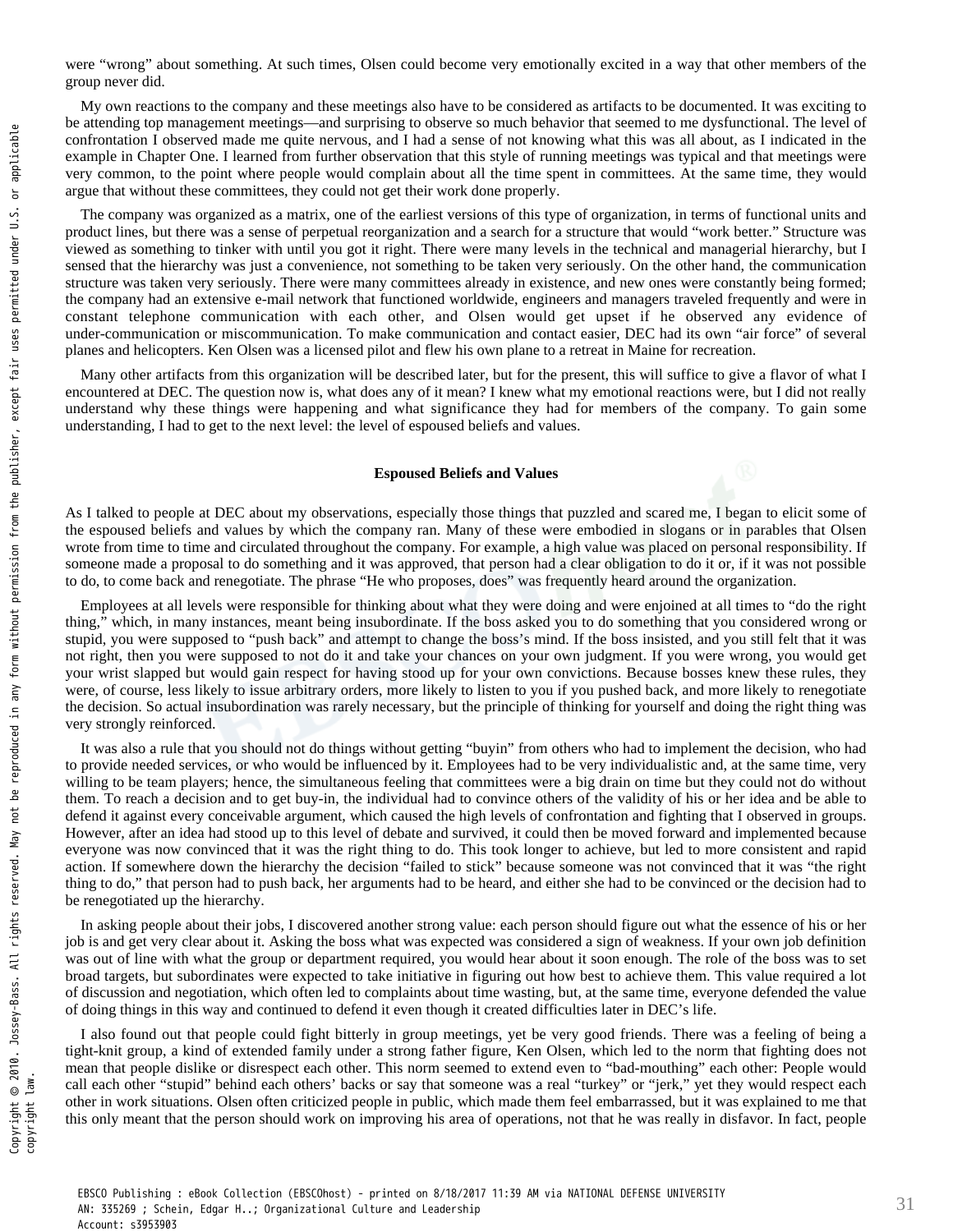were "wrong" about something. At such times, Olsen could become very emotionally excited in a way that other members of the group never did.

My own reactions to the company and these meetings also have to be considered as artifacts to be documented. It was exciting to be attending top management meetings—and surprising to observe so much behavior that seemed to me dysfunctional. The level of confrontation I observed made me quite nervous, and I had a sense of not knowing what this was all about, as I indicated in the example in Chapter One. I learned from further observation that this style of running meetings was typical and that meetings were very common, to the point where people would complain about all the time spent in committees. At the same time, they would argue that without these committees, they could not get their work done properly.

The company was organized as a matrix, one of the earliest versions of this type of organization, in terms of functional units and product lines, but there was a sense of perpetual reorganization and a search for a structure that would "work better." Structure was viewed as something to tinker with until you got it right. There were many levels in the technical and managerial hierarchy, but I sensed that the hierarchy was just a convenience, not something to be taken very seriously. On the other hand, the communication structure was taken very seriously. There were many committees already in existence, and new ones were constantly being formed; the company had an extensive e-mail network that functioned worldwide, engineers and managers traveled frequently and were in constant telephone communication with each other, and Olsen would get upset if he observed any evidence of under-communication or miscommunication. To make communication and contact easier, DEC had its own "air force" of several planes and helicopters. Ken Olsen was a licensed pilot and flew his own plane to a retreat in Maine for recreation.

Many other artifacts from this organization will be described later, but for the present, this will suffice to give a flavor of what I encountered at DEC. The question now is, what does any of it mean? I knew what my emotional reactions were, but I did not really understand why these things were happening and what significance they had for members of the company. To gain some understanding, I had to get to the next level: the level of espoused beliefs and values.

## Espoused Beliefs and Values

As I talked to people at DEC about my observations, especially those things that puzzled and scared me, I began to elicit some of the espoused beliefs and values by which the company ran. Many of these were embodied in slogans or in parables that Olsen wrote from time to time and circulated throughout the company. For example, a high value was placed on personal responsibility. If someone made a proposal to do something and it was approved, that person had a clear obligation to do it or, if it was not possible to do, to come back and renegotiate. The phrase "He who proposes, does" was frequently heard around the organization.

Employees at all levels were responsible for thinking about what they were doing and were enjoined at all times to "do the right thing," which, in many instances, meant being insubordinate. If the boss asked you to do something that you considered wrong or stupid, you were supposed to "push back" and attempt to change the boss's mind. If the boss insisted, and you still felt that it was not right, then you were supposed to not do it and take your chances on your own judgment. If you were wrong, you would get your wrist slapped but would gain respect for having stood up for your own convictions. Because bosses knew these rules, they were, of course, less likely to issue arbitrary orders, more likely to listen to you if you pushed back, and more likely to renegotiate the decision. So actual insubordination was rarely necessary, but the principle of thinking for yourself and doing the right thing was very strongly reinforced.

It was also a rule that you should not do things without getting "buyin" from others who had to implement the decision, who had to provide needed services, or who would be influenced by it. Employees had to be very individualistic and, at the same time, very willing to be team players; hence, the simultaneous feeling that committees were a big drain on time but they could not do without them. To reach a decision and to get buy-in, the individual had to convince others of the validity of his or her idea and be able to defend it against every conceivable argument, which caused the high levels of confrontation and fighting that I observed in groups. However, after an idea had stood up to this level of debate and survived, it could then be moved forward and implemented because everyone was now convinced that it was the right thing to do. This took longer to achieve, but led to more consistent and rapid action. If somewhere down the hierarchy the decision "failed to stick" because someone was not convinced that it was "the right thing to do," that person had to push back, her arguments had to be heard, and either she had to be convinced or the decision had to be renegotiated up the hierarchy.

In asking people about their jobs, I discovered another strong value: each person should figure out what the essence of his or her job is and get very clear about it. Asking the boss what was expected was considered a sign of weakness. If your own job definition was out of line with what the group or department required, you would hear about it soon enough. The role of the boss was to set broad targets, but subordinates were expected to take initiative in figuring out how best to achieve them. This value required a lot of discussion and negotiation, which often led to complaints about time wasting, but, at the same time, everyone defended the value of doing things in this way and continued to defend it even though it created difficulties later in DEC's life.

I also found out that people could fight bitterly in group meetings, yet be very good friends. There was a feeling of being a tight-knit group, a kind of extended family under a strong father figure, Ken Olsen, which led to the norm that fighting does not mean that people dislike or disrespect each other. This norm seemed to extend even to "bad-mouthing" each other: People would call each other "stupid" behind each others' backs or say that someone was a real "turkey" or "jerk," yet they would respect each other in work situations. Olsen often criticized people in public, which made them feel embarrassed, but it was explained to me that this only meant that the person should work on improving his area of operations, not that he was really in disfavor. In fact, people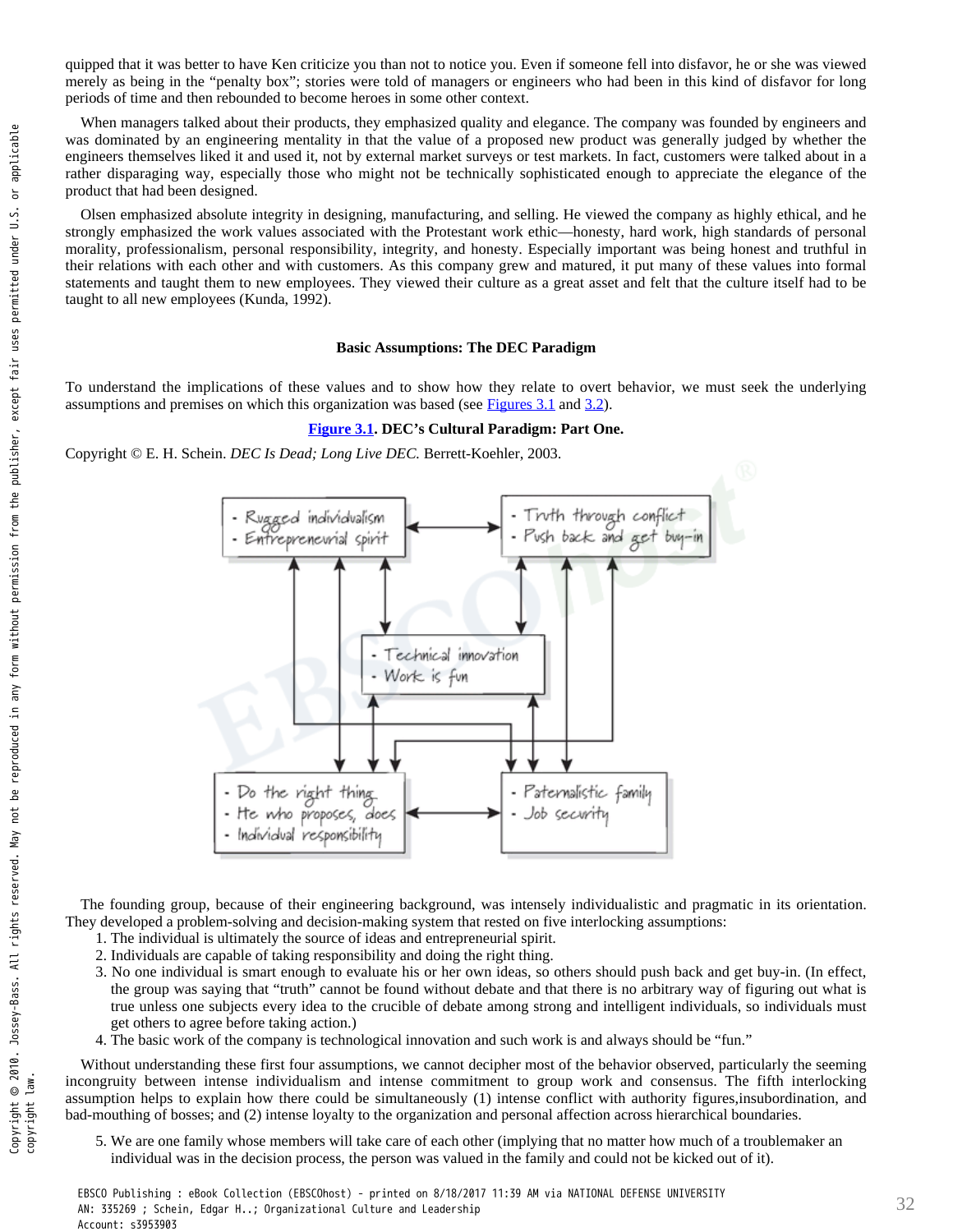quipped that it was better to have Ken criticize you than not to notice you. Even if someone fell into disfavor, he or she was viewed merely as being in the "penalty box"; stories were told of managers or engineers who had been in this kind of disfavor for long periods of time and then rebounded to become heroes in some other context.

When managers talked about their products, they emphasized quality and elegance. The company was founded by engineers and was dominated by an engineering mentality in that the value of a proposed new product was generally judged by whether the engineers themselves liked it and used it, not by external market surveys or test markets. In fact, customers were talked about in a rather disparaging way, especially those who might not be technically sophisticated enough to appreciate the elegance of the product that had been designed.

Olsen emphasized absolute integrity in designing, manufacturing, and selling. He viewed the company as highly ethical, and he strongly emphasized the work values associated with the Protestant work ethic—honesty, hard work, high standards of personal morality, professionalism, personal responsibility, integrity, and honesty. Especially important was being honest and truthful in their relations with each other and with customers. As this company grew and matured, it put many of these values into formal statements and taught them to new employees. They viewed their culture as a great asset and felt that the culture itself had to be taught to all new employees (Kunda, 1992).

### Basic Assumptions: The DEC Paradigm

To understand the implications of these values and to show how they relate to overt behavior, we must seek the underlying assumptions and premises on which this organization was based (see Figures 3.1 and 3.2).

**Figure 3.1. DEC's Cultural Paradigm: Part One.**

Copyright © E. H. Schein. *DEC Is Dead; Long Live DEC.* Berrett-Koehler, 2003.

- Rugged individualism
- Entrepreneurial spirit

- Truth through conflict
- Push back and get buy-in

- Technical innovation
- Work is fun

- Do the right thing
- He who proposes, does
- Individual responsibility

- Paternalistic family
- Job security

The founding group, because of their engineering background, was intensely individualistic and pragmatic in its orientation. They developed a problem-solving and decision-making system that rested on five interlocking assumptions:

1. The individual is ultimately the source of ideas and entrepreneurial spirit.
2. Individuals are capable of taking responsibility and doing the right thing.
3. No one individual is smart enough to evaluate his or her own ideas, so others should push back and get buy-in. (In effect, the group was saying that "truth" cannot be found without debate and that there is no arbitrary way of figuring out what is true unless one subjects every idea to the crucible of debate among strong and intelligent individuals, so individuals must get others to agree before taking action.)
4. The basic work of the company is technological innovation and such work is and always should be "fun."

Without understanding these first four assumptions, we cannot decipher most of the behavior observed, particularly the seeming incongruity between intense individualism and intense commitment to group work and consensus. The fifth interlocking assumption helps to explain how there could be simultaneously (1) intense conflict with authority figures,insubordination, and bad-mouthing of bosses; and (2) intense loyalty to the organization and personal affection across hierarchical boundaries.

5. We are one family whose members will take care of each other (implying that no matter how much of a troublemaker an individual was in the decision process, the person was valued in the family and could not be kicked out of it).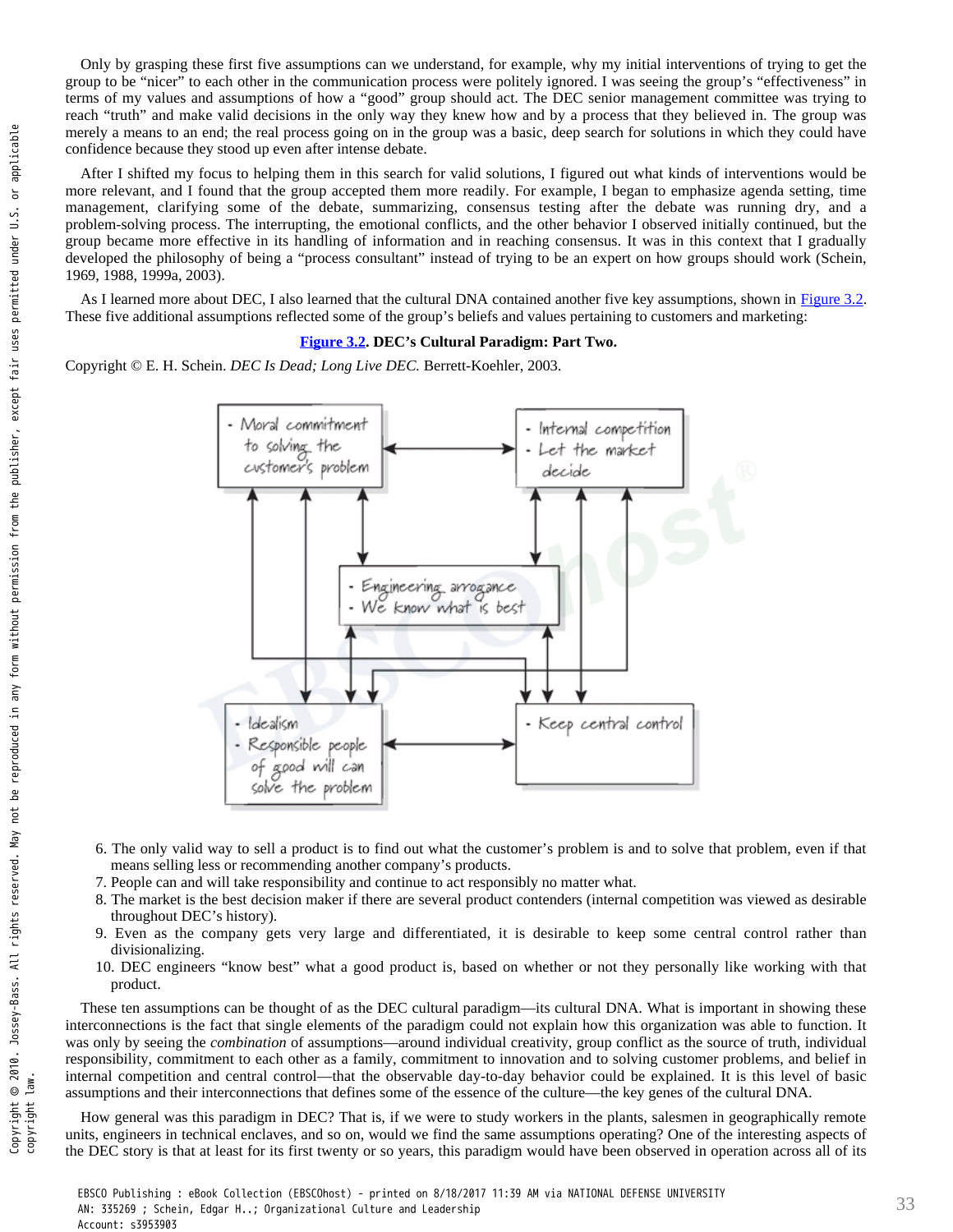Only by grasping these first five assumptions can we understand, for example, why my initial interventions of trying to get the group to be "nicer" to each other in the communication process were politely ignored. I was seeing the group's "effectiveness" in terms of my values and assumptions of how a "good" group should act. The DEC senior management committee was trying to reach "truth" and make valid decisions in the only way they knew how and by a process that they believed in. The group was merely a means to an end; the real process going on in the group was a basic, deep search for solutions in which they could have confidence because they stood up even after intense debate.

After I shifted my focus to helping them in this search for valid solutions, I figured out what kinds of interventions would be more relevant, and I found that the group accepted them more readily. For example, I began to emphasize agenda setting, time management, clarifying some of the debate, summarizing, consensus testing after the debate was running dry, and a problem-solving process. The interrupting, the emotional conflicts, and the other behavior I observed initially continued, but the group became more effective in its handling of information and in reaching consensus. It was in this context that I gradually developed the philosophy of being a "process consultant" instead of trying to be an expert on how groups should work (Schein, 1969, 1988, 1999a, 2003).

As I learned more about DEC, I also learned that the cultural DNA contained another five key assumptions, shown in Figure 3.2. These five additional assumptions reflected some of the group's beliefs and values pertaining to customers and marketing:

**Figure 3.2. DEC's Cultural Paradigm: Part Two.**

Copyright © E. H. Schein. *DEC Is Dead; Long Live DEC.* Berrett-Koehler, 2003.

- Moral commitment to solving the customer's problem
- Internal competition
- Let the market decide
- Engineering arrogance
- We know what is best
- Idealism
- Responsible people of good will can solve the problem
- Keep central control

6. The only valid way to sell a product is to find out what the customer's problem is and to solve that problem, even if that means selling less or recommending another company's products.
7. People can and will take responsibility and continue to act responsibly no matter what.
8. The market is the best decision maker if there are several product contenders (internal competition was viewed as desirable throughout DEC's history).
9. Even as the company gets very large and differentiated, it is desirable to keep some central control rather than divisionalizing.
10. DEC engineers "know best" what a good product is, based on whether or not they personally like working with that product.

These ten assumptions can be thought of as the DEC cultural paradigm—its cultural DNA. What is important in showing these interconnections is the fact that single elements of the paradigm could not explain how this organization was able to function. It was only by seeing the *combination* of assumptions—around individual creativity, group conflict as the source of truth, individual responsibility, commitment to each other as a family, commitment to innovation and to solving customer problems, and belief in internal competition and central control—that the observable day-to-day behavior could be explained. It is this level of basic assumptions and their interconnections that defines some of the essence of the culture—the key genes of the cultural DNA.

How general was this paradigm in DEC? That is, if we were to study workers in the plants, salesmen in geographically remote units, engineers in technical enclaves, and so on, would we find the same assumptions operating? One of the interesting aspects of the DEC story is that at least for its first twenty or so years, this paradigm would have been observed in operation across all of its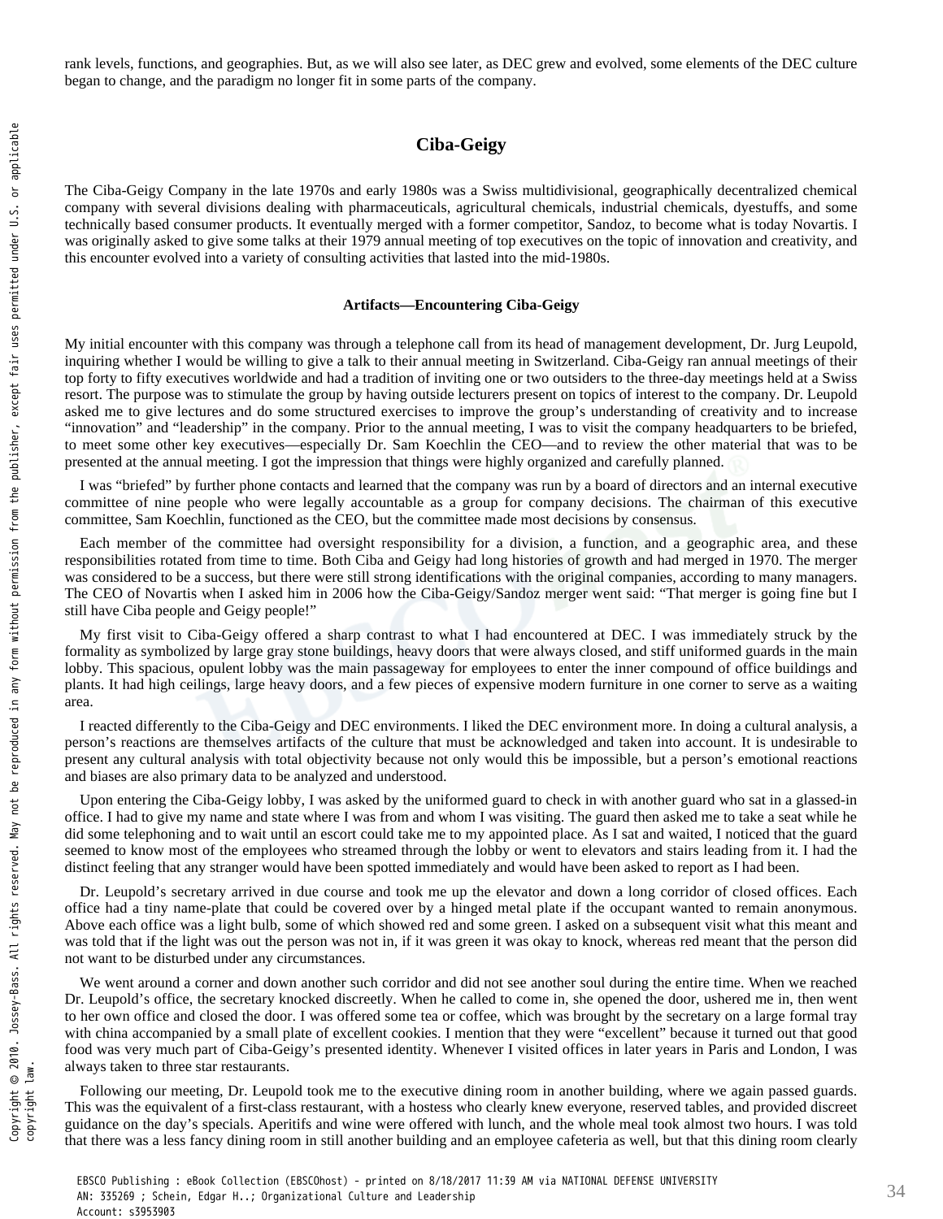rank levels, functions, and geographies. But, as we will also see later, as DEC grew and evolved, some elements of the DEC culture began to change, and the paradigm no longer fit in some parts of the company.

## Ciba-Geigy

The Ciba-Geigy Company in the late 1970s and early 1980s was a Swiss multidivisional, geographically decentralized chemical company with several divisions dealing with pharmaceuticals, agricultural chemicals, industrial chemicals, dyestuffs, and some technically based consumer products. It eventually merged with a former competitor, Sandoz, to become what is today Novartis. I was originally asked to give some talks at their 1979 annual meeting of top executives on the topic of innovation and creativity, and this encounter evolved into a variety of consulting activities that lasted into the mid-1980s.

### Artifacts—Encountering Ciba-Geigy

My initial encounter with this company was through a telephone call from its head of management development, Dr. Jurg Leupold, inquiring whether I would be willing to give a talk to their annual meeting in Switzerland. Ciba-Geigy ran annual meetings of their top forty to fifty executives worldwide and had a tradition of inviting one or two outsiders to the three-day meetings held at a Swiss resort. The purpose was to stimulate the group by having outside lecturers present on topics of interest to the company. Dr. Leupold asked me to give lectures and do some structured exercises to improve the group's understanding of creativity and to increase "innovation" and "leadership" in the company. Prior to the annual meeting, I was to visit the company headquarters to be briefed, to meet some other key executives—especially Dr. Sam Koechlin the CEO—and to review the other material that was to be presented at the annual meeting. I got the impression that things were highly organized and carefully planned.

I was "briefed" by further phone contacts and learned that the company was run by a board of directors and an internal executive committee of nine people who were legally accountable as a group for company decisions. The chairman of this executive committee, Sam Koechlin, functioned as the CEO, but the committee made most decisions by consensus.

Each member of the committee had oversight responsibility for a division, a function, and a geographic area, and these responsibilities rotated from time to time. Both Ciba and Geigy had long histories of growth and had merged in 1970. The merger was considered to be a success, but there were still strong identifications with the original companies, according to many managers. The CEO of Novartis when I asked him in 2006 how the Ciba-Geigy/Sandoz merger went said: "That merger is going fine but I still have Ciba people and Geigy people!"

My first visit to Ciba-Geigy offered a sharp contrast to what I had encountered at DEC. I was immediately struck by the formality as symbolized by large gray stone buildings, heavy doors that were always closed, and stiff uniformed guards in the main lobby. This spacious, opulent lobby was the main passageway for employees to enter the inner compound of office buildings and plants. It had high ceilings, large heavy doors, and a few pieces of expensive modern furniture in one corner to serve as a waiting area.

I reacted differently to the Ciba-Geigy and DEC environments. I liked the DEC environment more. In doing a cultural analysis, a person's reactions are themselves artifacts of the culture that must be acknowledged and taken into account. It is undesirable to present any cultural analysis with total objectivity because not only would this be impossible, but a person's emotional reactions and biases are also primary data to be analyzed and understood.

Upon entering the Ciba-Geigy lobby, I was asked by the uniformed guard to check in with another guard who sat in a glassed-in office. I had to give my name and state where I was from and whom I was visiting. The guard then asked me to take a seat while he did some telephoning and to wait until an escort could take me to my appointed place. As I sat and waited, I noticed that the guard seemed to know most of the employees who streamed through the lobby or went to elevators and stairs leading from it. I had the distinct feeling that any stranger would have been spotted immediately and would have been asked to report as I had been.

Dr. Leupold's secretary arrived in due course and took me up the elevator and down a long corridor of closed offices. Each office had a tiny name-plate that could be covered over by a hinged metal plate if the occupant wanted to remain anonymous. Above each office was a light bulb, some of which showed red and some green. I asked on a subsequent visit what this meant and was told that if the light was out the person was not in, if it was green it was okay to knock, whereas red meant that the person did not want to be disturbed under any circumstances.

We went around a corner and down another such corridor and did not see another soul during the entire time. When we reached Dr. Leupold's office, the secretary knocked discreetly. When he called to come in, she opened the door, ushered me in, then went to her own office and closed the door. I was offered some tea or coffee, which was brought by the secretary on a large formal tray with china accompanied by a small plate of excellent cookies. I mention that they were "excellent" because it turned out that good food was very much part of Ciba-Geigy's presented identity. Whenever I visited offices in later years in Paris and London, I was always taken to three star restaurants.

Following our meeting, Dr. Leupold took me to the executive dining room in another building, where we again passed guards. This was the equivalent of a first-class restaurant, with a hostess who clearly knew everyone, reserved tables, and provided discreet guidance on the day's specials. Aperitifs and wine were offered with lunch, and the whole meal took almost two hours. I was told that there was a less fancy dining room in still another building and an employee cafeteria as well, but that this dining room clearly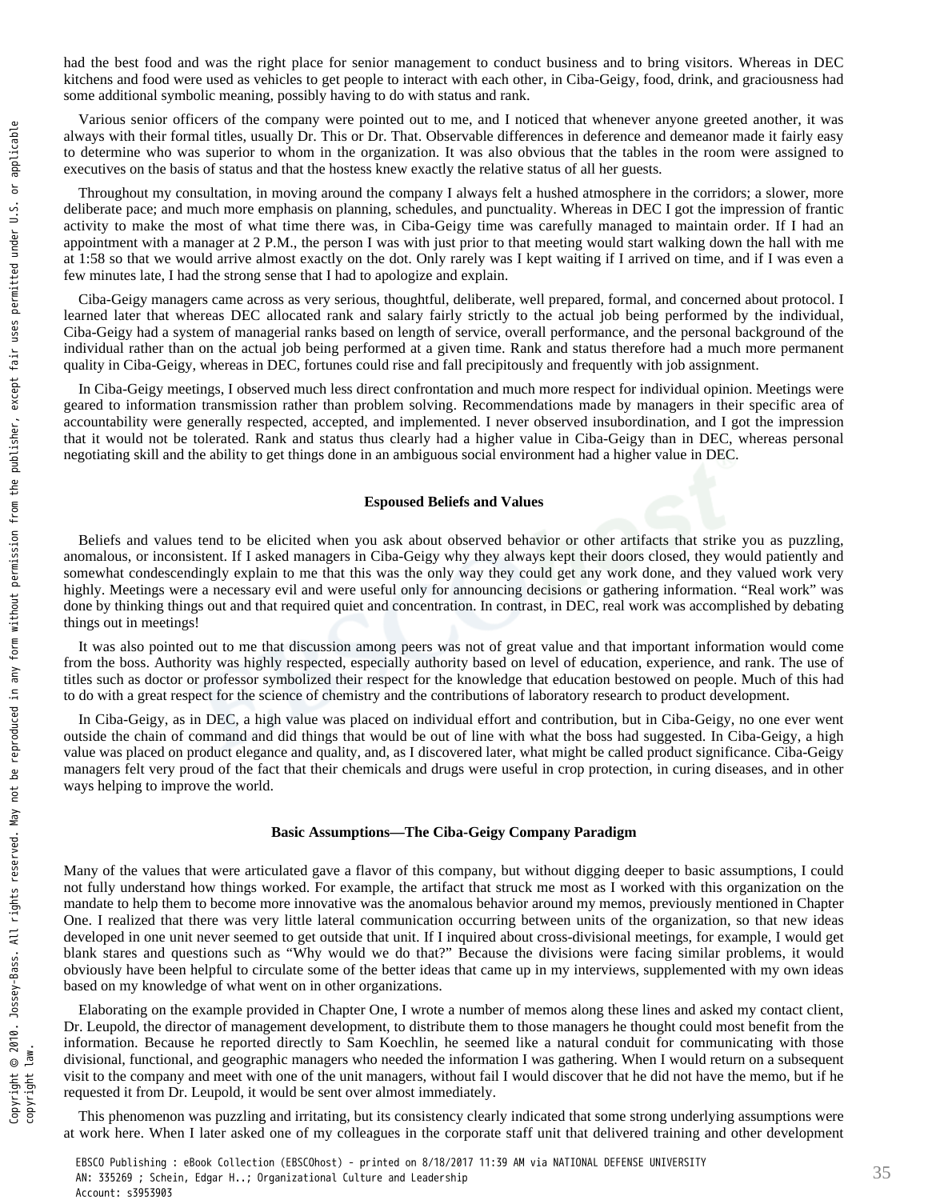had the best food and was the right place for senior management to conduct business and to bring visitors. Whereas in DEC kitchens and food were used as vehicles to get people to interact with each other, in Ciba-Geigy, food, drink, and graciousness had some additional symbolic meaning, possibly having to do with status and rank.

Various senior officers of the company were pointed out to me, and I noticed that whenever anyone greeted another, it was always with their formal titles, usually Dr. This or Dr. That. Observable differences in deference and demeanor made it fairly easy to determine who was superior to whom in the organization. It was also obvious that the tables in the room were assigned to executives on the basis of status and that the hostess knew exactly the relative status of all her guests.

Throughout my consultation, in moving around the company I always felt a hushed atmosphere in the corridors; a slower, more deliberate pace; and much more emphasis on planning, schedules, and punctuality. Whereas in DEC I got the impression of frantic activity to make the most of what time there was, in Ciba-Geigy time was carefully managed to maintain order. If I had an appointment with a manager at 2 P.M., the person I was with just prior to that meeting would start walking down the hall with me at 1:58 so that we would arrive almost exactly on the dot. Only rarely was I kept waiting if I arrived on time, and if I was even a few minutes late, I had the strong sense that I had to apologize and explain.

Ciba-Geigy managers came across as very serious, thoughtful, deliberate, well prepared, formal, and concerned about protocol. I learned later that whereas DEC allocated rank and salary fairly strictly to the actual job being performed by the individual, Ciba-Geigy had a system of managerial ranks based on length of service, overall performance, and the personal background of the individual rather than on the actual job being performed at a given time. Rank and status therefore had a much more permanent quality in Ciba-Geigy, whereas in DEC, fortunes could rise and fall precipitously and frequently with job assignment.

In Ciba-Geigy meetings, I observed much less direct confrontation and much more respect for individual opinion. Meetings were geared to information transmission rather than problem solving. Recommendations made by managers in their specific area of accountability were generally respected, accepted, and implemented. I never observed insubordination, and I got the impression that it would not be tolerated. Rank and status thus clearly had a higher value in Ciba-Geigy than in DEC, whereas personal negotiating skill and the ability to get things done in an ambiguous social environment had a higher value in DEC.

**Espoused Beliefs and Values**

Beliefs and values tend to be elicited when you ask about observed behavior or other artifacts that strike you as puzzling, anomalous, or inconsistent. If I asked managers in Ciba-Geigy why they always kept their doors closed, they would patiently and somewhat condescendingly explain to me that this was the only way they could get any work done, and they valued work very highly. Meetings were a necessary evil and were useful only for announcing decisions or gathering information. "Real work" was done by thinking things out and that required quiet and concentration. In contrast, in DEC, real work was accomplished by debating things out in meetings!

It was also pointed out to me that discussion among peers was not of great value and that important information would come from the boss. Authority was highly respected, especially authority based on level of education, experience, and rank. The use of titles such as doctor or professor symbolized their respect for the knowledge that education bestowed on people. Much of this had to do with a great respect for the science of chemistry and the contributions of laboratory research to product development.

In Ciba-Geigy, as in DEC, a high value was placed on individual effort and contribution, but in Ciba-Geigy, no one ever went outside the chain of command and did things that would be out of line with what the boss had suggested. In Ciba-Geigy, a high value was placed on product elegance and quality, and, as I discovered later, what might be called product significance. Ciba-Geigy managers felt very proud of the fact that their chemicals and drugs were useful in crop protection, in curing diseases, and in other ways helping to improve the world.

**Basic Assumptions—The Ciba-Geigy Company Paradigm**

Many of the values that were articulated gave a flavor of this company, but without digging deeper to basic assumptions, I could not fully understand how things worked. For example, the artifact that struck me most as I worked with this organization on the mandate to help them to become more innovative was the anomalous behavior around my memos, previously mentioned in Chapter One. I realized that there was very little lateral communication occurring between units of the organization, so that new ideas developed in one unit never seemed to get outside that unit. If I inquired about cross-divisional meetings, for example, I would get blank stares and questions such as "Why would we do that?" Because the divisions were facing similar problems, it would obviously have been helpful to circulate some of the better ideas that came up in my interviews, supplemented with my own ideas based on my knowledge of what went on in other organizations.

Elaborating on the example provided in Chapter One, I wrote a number of memos along these lines and asked my contact client, Dr. Leupold, the director of management development, to distribute them to those managers he thought could most benefit from the information. Because he reported directly to Sam Koechlin, he seemed like a natural conduit for communicating with those divisional, functional, and geographic managers who needed the information I was gathering. When I would return on a subsequent visit to the company and meet with one of the unit managers, without fail I would discover that he did not have the memo, but if he requested it from Dr. Leupold, it would be sent over almost immediately.

This phenomenon was puzzling and irritating, but its consistency clearly indicated that some strong underlying assumptions were at work here. When I later asked one of my colleagues in the corporate staff unit that delivered training and other development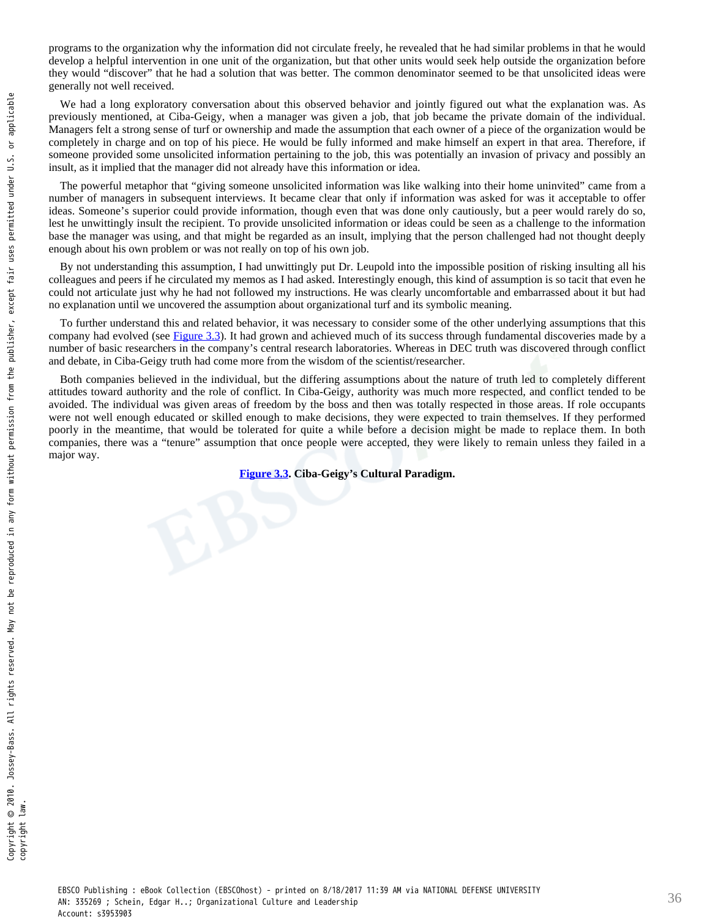programs to the organization why the information did not circulate freely, he revealed that he had similar problems in that he would develop a helpful intervention in one unit of the organization, but that other units would seek help outside the organization before they would "discover" that he had a solution that was better. The common denominator seemed to be that unsolicited ideas were generally not well received.

We had a long exploratory conversation about this observed behavior and jointly figured out what the explanation was. As previously mentioned, at Ciba-Geigy, when a manager was given a job, that job became the private domain of the individual. Managers felt a strong sense of turf or ownership and made the assumption that each owner of a piece of the organization would be completely in charge and on top of his piece. He would be fully informed and make himself an expert in that area. Therefore, if someone provided some unsolicited information pertaining to the job, this was potentially an invasion of privacy and possibly an insult, as it implied that the manager did not already have this information or idea.

The powerful metaphor that "giving someone unsolicited information was like walking into their home uninvited" came from a number of managers in subsequent interviews. It became clear that only if information was asked for was it acceptable to offer ideas. Someone's superior could provide information, though even that was done only cautiously, but a peer would rarely do so, lest he unwittingly insult the recipient. To provide unsolicited information or ideas could be seen as a challenge to the information base the manager was using, and that might be regarded as an insult, implying that the person challenged had not thought deeply enough about his own problem or was not really on top of his own job.

By not understanding this assumption, I had unwittingly put Dr. Leupold into the impossible position of risking insulting all his colleagues and peers if he circulated my memos as I had asked. Interestingly enough, this kind of assumption is so tacit that even he could not articulate just why he had not followed my instructions. He was clearly uncomfortable and embarrassed about it but had no explanation until we uncovered the assumption about organizational turf and its symbolic meaning.

To further understand this and related behavior, it was necessary to consider some of the other underlying assumptions that this company had evolved (see Figure 3.3). It had grown and achieved much of its success through fundamental discoveries made by a number of basic researchers in the company's central research laboratories. Whereas in DEC truth was discovered through conflict and debate, in Ciba-Geigy truth had come more from the wisdom of the scientist/researcher.

Both companies believed in the individual, but the differing assumptions about the nature of truth led to completely different attitudes toward authority and the role of conflict. In Ciba-Geigy, authority was much more respected, and conflict tended to be avoided. The individual was given areas of freedom by the boss and then was totally respected in those areas. If role occupants were not well enough educated or skilled enough to make decisions, they were expected to train themselves. If they performed poorly in the meantime, that would be tolerated for quite a while before a decision might be made to replace them. In both companies, there was a "tenure" assumption that once people were accepted, they were likely to remain unless they failed in a major way.

**Figure 3.3. Ciba-Geigy's Cultural Paradigm.**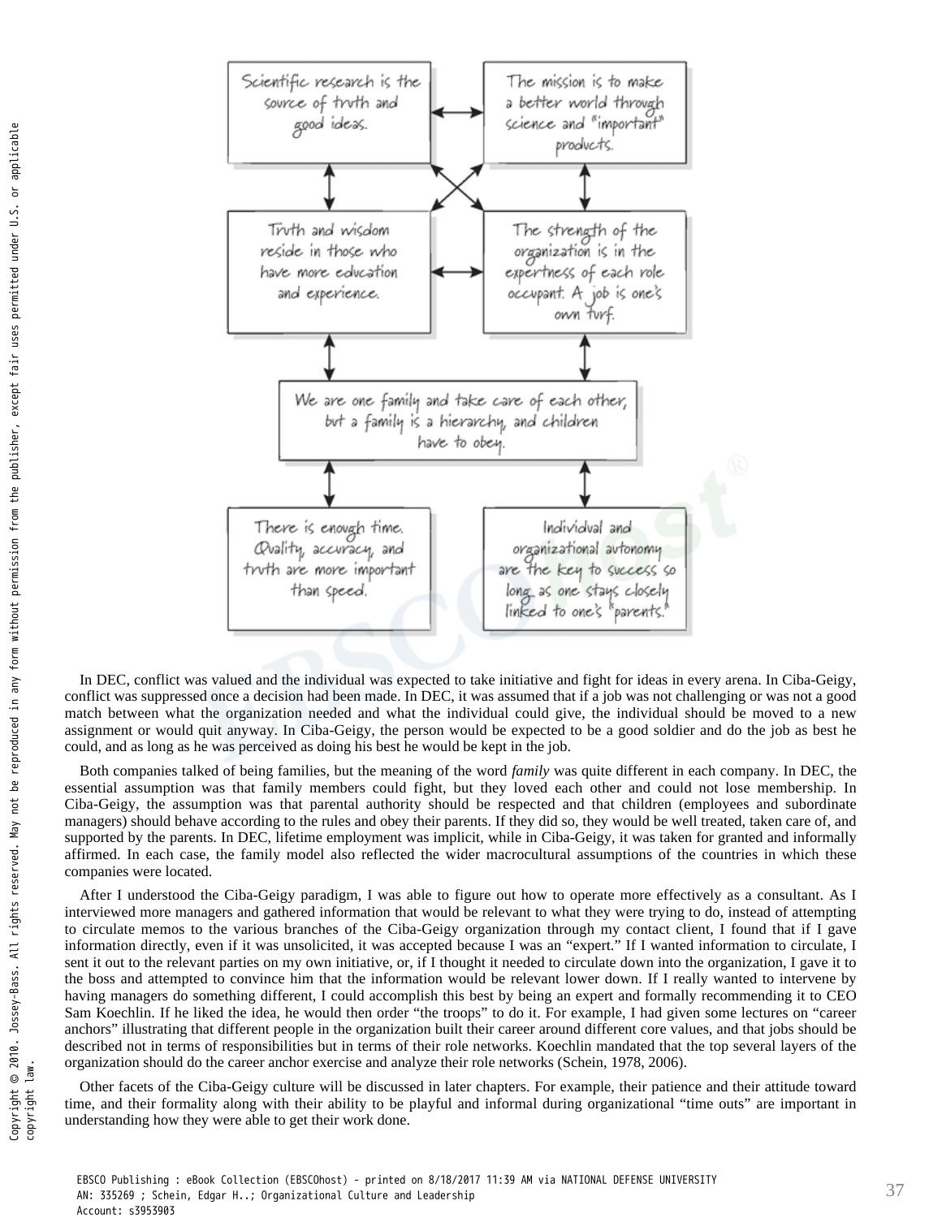Scientific research is the source of truth and good ideas.

The mission is to make a better world through science and "important" products.

Truth and wisdom reside in those who have more education and experience.

The strength of the organization is in the expertness of each role occupant. A job is one's own turf.

We are one family and take care of each other, but a family is a hierarchy, and children have to obey.

There is enough time. Quality, accuracy, and truth are more important than speed.

Individual and organizational autonomy are the key to success so long as one stays closely linked to one's "parents."

In DEC, conflict was valued and the individual was expected to take initiative and fight for ideas in every arena. In Ciba-Geigy, conflict was suppressed once a decision had been made. In DEC, it was assumed that if a job was not challenging or was not a good match between what the organization needed and what the individual could give, the individual should be moved to a new assignment or would quit anyway. In Ciba-Geigy, the person would be expected to be a good soldier and do the job as best he could, and as long as he was perceived as doing his best he would be kept in the job.

Both companies talked of being families, but the meaning of the word *family* was quite different in each company. In DEC, the essential assumption was that family members could fight, but they loved each other and could not lose membership. In Ciba-Geigy, the assumption was that parental authority should be respected and that children (employees and subordinate managers) should behave according to the rules and obey their parents. If they did so, they would be well treated, taken care of, and supported by the parents. In DEC, lifetime employment was implicit, while in Ciba-Geigy, it was taken for granted and informally affirmed. In each case, the family model also reflected the wider macrocultural assumptions of the countries in which these companies were located.

After I understood the Ciba-Geigy paradigm, I was able to figure out how to operate more effectively as a consultant. As I interviewed more managers and gathered information that would be relevant to what they were trying to do, instead of attempting to circulate memos to the various branches of the Ciba-Geigy organization through my contact client, I found that if I gave information directly, even if it was unsolicited, it was accepted because I was an "expert." If I wanted information to circulate, I sent it out to the relevant parties on my own initiative, or, if I thought it needed to circulate down into the organization, I gave it to the boss and attempted to convince him that the information would be relevant lower down. If I really wanted to intervene by having managers do something different, I could accomplish this best by being an expert and formally recommending it to CEO Sam Koechlin. If he liked the idea, he would then order "the troops" to do it. For example, I had given some lectures on "career anchors" illustrating that different people in the organization built their career around different core values, and that jobs should be described not in terms of responsibilities but in terms of their role networks. Koechlin mandated that the top several layers of the organization should do the career anchor exercise and analyze their role networks (Schein, 1978, 2006).

Other facets of the Ciba-Geigy culture will be discussed in later chapters. For example, their patience and their attitude toward time, and their formality along with their ability to be playful and informal during organizational "time outs" are important in understanding how they were able to get their work done.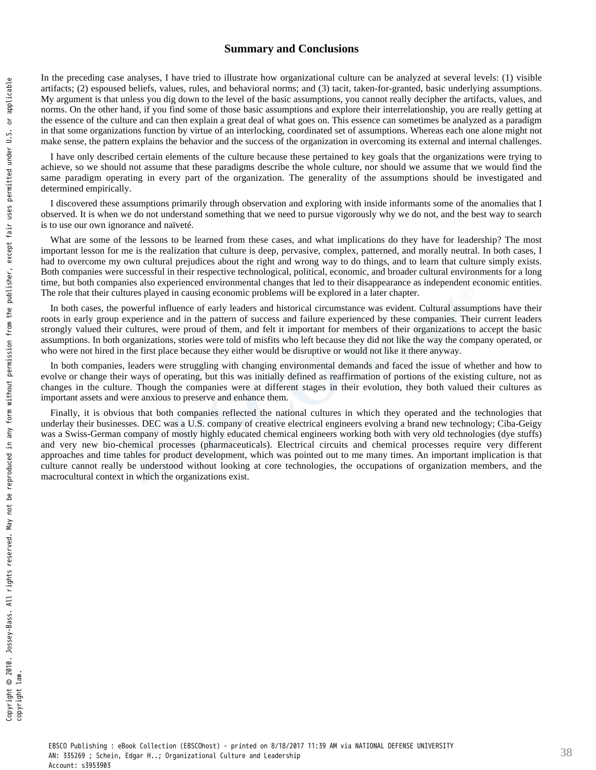## Summary and Conclusions

In the preceding case analyses, I have tried to illustrate how organizational culture can be analyzed at several levels: (1) visible artifacts; (2) espoused beliefs, values, rules, and behavioral norms; and (3) tacit, taken-for-granted, basic underlying assumptions. My argument is that unless you dig down to the level of the basic assumptions, you cannot really decipher the artifacts, values, and norms. On the other hand, if you find some of those basic assumptions and explore their interrelationship, you are really getting at the essence of the culture and can then explain a great deal of what goes on. This essence can sometimes be analyzed as a paradigm in that some organizations function by virtue of an interlocking, coordinated set of assumptions. Whereas each one alone might not make sense, the pattern explains the behavior and the success of the organization in overcoming its external and internal challenges.

I have only described certain elements of the culture because these pertained to key goals that the organizations were trying to achieve, so we should not assume that these paradigms describe the whole culture, nor should we assume that we would find the same paradigm operating in every part of the organization. The generality of the assumptions should be investigated and determined empirically.

I discovered these assumptions primarily through observation and exploring with inside informants some of the anomalies that I observed. It is when we do not understand something that we need to pursue vigorously why we do not, and the best way to search is to use our own ignorance and naïveté.

What are some of the lessons to be learned from these cases, and what implications do they have for leadership? The most important lesson for me is the realization that culture is deep, pervasive, complex, patterned, and morally neutral. In both cases, I had to overcome my own cultural prejudices about the right and wrong way to do things, and to learn that culture simply exists. Both companies were successful in their respective technological, political, economic, and broader cultural environments for a long time, but both companies also experienced environmental changes that led to their disappearance as independent economic entities. The role that their cultures played in causing economic problems will be explored in a later chapter.

In both cases, the powerful influence of early leaders and historical circumstance was evident. Cultural assumptions have their roots in early group experience and in the pattern of success and failure experienced by these companies. Their current leaders strongly valued their cultures, were proud of them, and felt it important for members of their organizations to accept the basic assumptions. In both organizations, stories were told of misfits who left because they did not like the way the company operated, or who were not hired in the first place because they either would be disruptive or would not like it there anyway.

In both companies, leaders were struggling with changing environmental demands and faced the issue of whether and how to evolve or change their ways of operating, but this was initially defined as reaffirmation of portions of the existing culture, not as changes in the culture. Though the companies were at different stages in their evolution, they both valued their cultures as important assets and were anxious to preserve and enhance them.

Finally, it is obvious that both companies reflected the national cultures in which they operated and the technologies that underlay their businesses. DEC was a U.S. company of creative electrical engineers evolving a brand new technology; Ciba-Geigy was a Swiss-German company of mostly highly educated chemical engineers working both with very old technologies (dye stuffs) and very new bio-chemical processes (pharmaceuticals). Electrical circuits and chemical processes require very different approaches and time tables for product development, which was pointed out to me many times. An important implication is that culture cannot really be understood without looking at core technologies, the occupations of organization members, and the macrocultural context in which the organizations exist.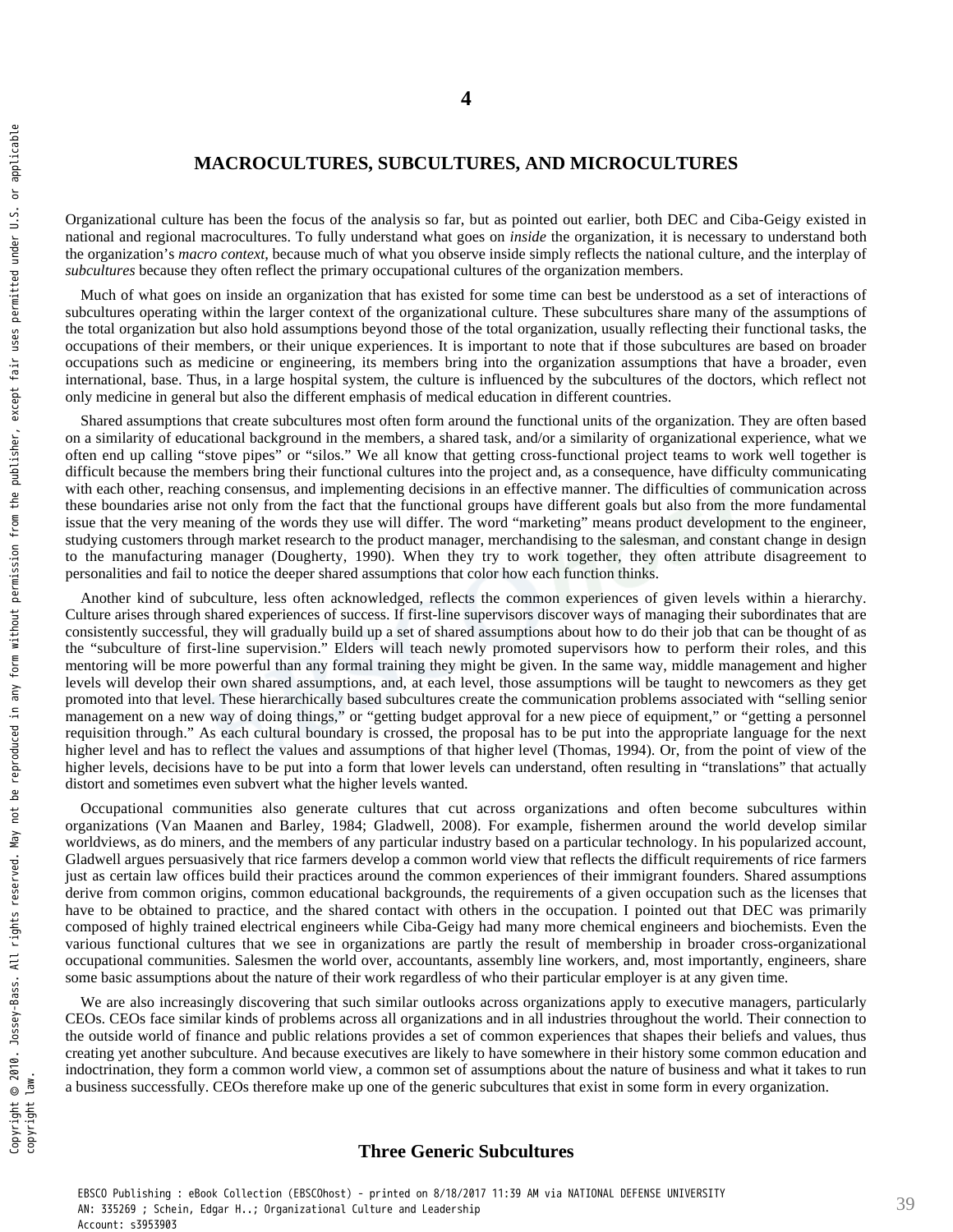# 4

## MACROCULTURES, SUBCULTURES, AND MICROCULTURES

Organizational culture has been the focus of the analysis so far, but as pointed out earlier, both DEC and Ciba-Geigy existed in national and regional macrocultures. To fully understand what goes on *inside* the organization, it is necessary to understand both the organization's *macro context*, because much of what you observe inside simply reflects the national culture, and the interplay of *subcultures* because they often reflect the primary occupational cultures of the organization members.

Much of what goes on inside an organization that has existed for some time can best be understood as a set of interactions of subcultures operating within the larger context of the organizational culture. These subcultures share many of the assumptions of the total organization but also hold assumptions beyond those of the total organization, usually reflecting their functional tasks, the occupations of their members, or their unique experiences. It is important to note that if those subcultures are based on broader occupations such as medicine or engineering, its members bring into the organization assumptions that have a broader, even international, base. Thus, in a large hospital system, the culture is influenced by the subcultures of the doctors, which reflect not only medicine in general but also the different emphasis of medical education in different countries.

Shared assumptions that create subcultures most often form around the functional units of the organization. They are often based on a similarity of educational background in the members, a shared task, and/or a similarity of organizational experience, what we often end up calling "stove pipes" or "silos." We all know that getting cross-functional project teams to work well together is difficult because the members bring their functional cultures into the project and, as a consequence, have difficulty communicating with each other, reaching consensus, and implementing decisions in an effective manner. The difficulties of communication across these boundaries arise not only from the fact that the functional groups have different goals but also from the more fundamental issue that the very meaning of the words they use will differ. The word "marketing" means product development to the engineer, studying customers through market research to the product manager, merchandising to the salesman, and constant change in design to the manufacturing manager (Dougherty, 1990). When they try to work together, they often attribute disagreement to personalities and fail to notice the deeper shared assumptions that color how each function thinks.

Another kind of subculture, less often acknowledged, reflects the common experiences of given levels within a hierarchy. Culture arises through shared experiences of success. If first-line supervisors discover ways of managing their subordinates that are consistently successful, they will gradually build up a set of shared assumptions about how to do their job that can be thought of as the "subculture of first-line supervision." Elders will teach newly promoted supervisors how to perform their roles, and this mentoring will be more powerful than any formal training they might be given. In the same way, middle management and higher levels will develop their own shared assumptions, and, at each level, those assumptions will be taught to newcomers as they get promoted into that level. These hierarchically based subcultures create the communication problems associated with "selling senior management on a new way of doing things," or "getting budget approval for a new piece of equipment," or "getting a personnel requisition through." As each cultural boundary is crossed, the proposal has to be put into the appropriate language for the next higher level and has to reflect the values and assumptions of that higher level (Thomas, 1994). Or, from the point of view of the higher levels, decisions have to be put into a form that lower levels can understand, often resulting in "translations" that actually distort and sometimes even subvert what the higher levels wanted.

Occupational communities also generate cultures that cut across organizations and often become subcultures within organizations (Van Maanen and Barley, 1984; Gladwell, 2008). For example, fishermen around the world develop similar worldviews, as do miners, and the members of any particular industry based on a particular technology. In his popularized account, Gladwell argues persuasively that rice farmers develop a common world view that reflects the difficult requirements of rice farmers just as certain law offices build their practices around the common experiences of their immigrant founders. Shared assumptions derive from common origins, common educational backgrounds, the requirements of a given occupation such as the licenses that have to be obtained to practice, and the shared contact with others in the occupation. I pointed out that DEC was primarily composed of highly trained electrical engineers while Ciba-Geigy had many more chemical engineers and biochemists. Even the various functional cultures that we see in organizations are partly the result of membership in broader cross-organizational occupational communities. Salesmen the world over, accountants, assembly line workers, and, most importantly, engineers, share some basic assumptions about the nature of their work regardless of who their particular employer is at any given time.

We are also increasingly discovering that such similar outlooks across organizations apply to executive managers, particularly CEOs. CEOs face similar kinds of problems across all organizations and in all industries throughout the world. Their connection to the outside world of finance and public relations provides a set of common experiences that shapes their beliefs and values, thus creating yet another subculture. And because executives are likely to have somewhere in their history some common education and indoctrination, they form a common world view, a common set of assumptions about the nature of business and what it takes to run a business successfully. CEOs therefore make up one of the generic subcultures that exist in some form in every organization.

### Three Generic Subcultures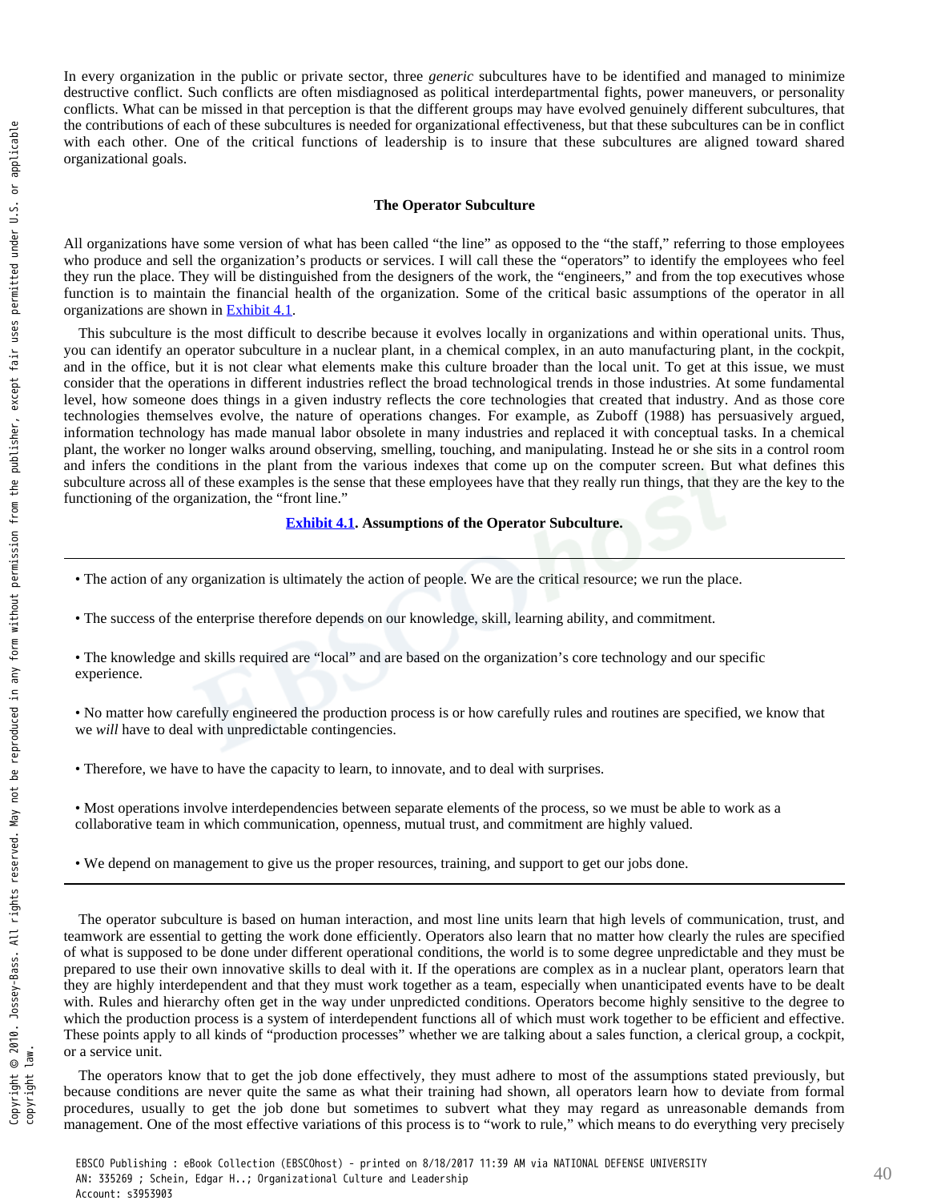In every organization in the public or private sector, three *generic* subcultures have to be identified and managed to minimize destructive conflict. Such conflicts are often misdiagnosed as political interdepartmental fights, power maneuvers, or personality conflicts. What can be missed in that perception is that the different groups may have evolved genuinely different subcultures, that the contributions of each of these subcultures is needed for organizational effectiveness, but that these subcultures can be in conflict with each other. One of the critical functions of leadership is to insure that these subcultures are aligned toward shared organizational goals.

### The Operator Subculture

All organizations have some version of what has been called "the line" as opposed to the "the staff," referring to those employees who produce and sell the organization's products or services. I will call these the "operators" to identify the employees who feel they run the place. They will be distinguished from the designers of the work, the "engineers," and from the top executives whose function is to maintain the financial health of the organization. Some of the critical basic assumptions of the operator in all organizations are shown in Exhibit 4.1.

This subculture is the most difficult to describe because it evolves locally in organizations and within operational units. Thus, you can identify an operator subculture in a nuclear plant, in a chemical complex, in an auto manufacturing plant, in the cockpit, and in the office, but it is not clear what elements make this culture broader than the local unit. To get at this issue, we must consider that the operations in different industries reflect the broad technological trends in those industries. At some fundamental level, how someone does things in a given industry reflects the core technologies that created that industry. And as those core technologies themselves evolve, the nature of operations changes. For example, as Zuboff (1988) has persuasively argued, information technology has made manual labor obsolete in many industries and replaced it with conceptual tasks. In a chemical plant, the worker no longer walks around observing, smelling, touching, and manipulating. Instead he or she sits in a control room and infers the conditions in the plant from the various indexes that come up on the computer screen. But what defines this subculture across all of these examples is the sense that these employees have that they really run things, that they are the key to the functioning of the organization, the "front line."

**Exhibit 4.1. Assumptions of the Operator Subculture.**

---

- The action of any organization is ultimately the action of people. We are the critical resource; we run the place.
- The success of the enterprise therefore depends on our knowledge, skill, learning ability, and commitment.
- The knowledge and skills required are "local" and are based on the organization's core technology and our specific experience.
- No matter how carefully engineered the production process is or how carefully rules and routines are specified, we know that we *will* have to deal with unpredictable contingencies.
- Therefore, we have to have the capacity to learn, to innovate, and to deal with surprises.
- Most operations involve interdependencies between separate elements of the process, so we must be able to work as a collaborative team in which communication, openness, mutual trust, and commitment are highly valued.
- We depend on management to give us the proper resources, training, and support to get our jobs done.

---

The operator subculture is based on human interaction, and most line units learn that high levels of communication, trust, and teamwork are essential to getting the work done efficiently. Operators also learn that no matter how clearly the rules are specified of what is supposed to be done under different operational conditions, the world is to some degree unpredictable and they must be prepared to use their own innovative skills to deal with it. If the operations are complex as in a nuclear plant, operators learn that they are highly interdependent and that they must work together as a team, especially when unanticipated events have to be dealt with. Rules and hierarchy often get in the way under unpredicted conditions. Operators become highly sensitive to the degree to which the production process is a system of interdependent functions all of which must work together to be efficient and effective. These points apply to all kinds of "production processes" whether we are talking about a sales function, a clerical group, a cockpit, or a service unit.

The operators know that to get the job done effectively, they must adhere to most of the assumptions stated previously, but because conditions are never quite the same as what their training had shown, all operators learn how to deviate from formal procedures, usually to get the job done but sometimes to subvert what they may regard as unreasonable demands from management. One of the most effective variations of this process is to "work to rule," which means to do everything very precisely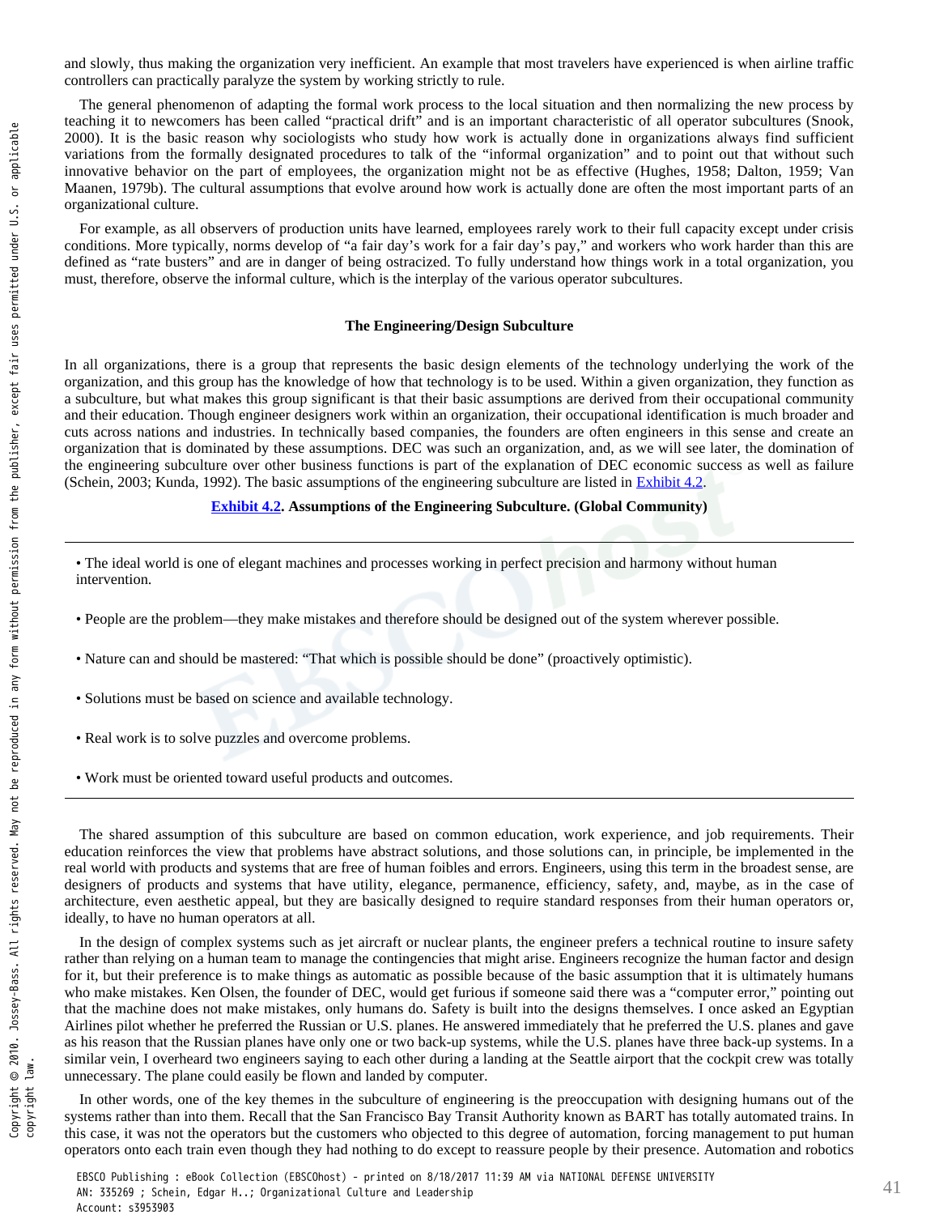and slowly, thus making the organization very inefficient. An example that most travelers have experienced is when airline traffic controllers can practically paralyze the system by working strictly to rule.

The general phenomenon of adapting the formal work process to the local situation and then normalizing the new process by teaching it to newcomers has been called "practical drift" and is an important characteristic of all operator subcultures (Snook, 2000). It is the basic reason why sociologists who study how work is actually done in organizations always find sufficient variations from the formally designated procedures to talk of the "informal organization" and to point out that without such innovative behavior on the part of employees, the organization might not be as effective (Hughes, 1958; Dalton, 1959; Van Maanen, 1979b). The cultural assumptions that evolve around how work is actually done are often the most important parts of an organizational culture.

For example, as all observers of production units have learned, employees rarely work to their full capacity except under crisis conditions. More typically, norms develop of "a fair day's work for a fair day's pay," and workers who work harder than this are defined as "rate busters" and are in danger of being ostracized. To fully understand how things work in a total organization, you must, therefore, observe the informal culture, which is the interplay of the various operator subcultures.

### The Engineering/Design Subculture

In all organizations, there is a group that represents the basic design elements of the technology underlying the work of the organization, and this group has the knowledge of how that technology is to be used. Within a given organization, they function as a subculture, but what makes this group significant is that their basic assumptions are derived from their occupational community and their education. Though engineer designers work within an organization, their occupational identification is much broader and cuts across nations and industries. In technically based companies, the founders are often engineers in this sense and create an organization that is dominated by these assumptions. DEC was such an organization, and, as we will see later, the domination of the engineering subculture over other business functions is part of the explanation of DEC economic success as well as failure (Schein, 2003; Kunda, 1992). The basic assumptions of the engineering subculture are listed in Exhibit 4.2.

**Exhibit 4.2. Assumptions of the Engineering Subculture. (Global Community)**

- The ideal world is one of elegant machines and processes working in perfect precision and harmony without human intervention.
- People are the problem—they make mistakes and therefore should be designed out of the system wherever possible.
- Nature can and should be mastered: "That which is possible should be done" (proactively optimistic).
- Solutions must be based on science and available technology.
- Real work is to solve puzzles and overcome problems.
- Work must be oriented toward useful products and outcomes.

The shared assumption of this subculture are based on common education, work experience, and job requirements. Their education reinforces the view that problems have abstract solutions, and those solutions can, in principle, be implemented in the real world with products and systems that are free of human foibles and errors. Engineers, using this term in the broadest sense, are designers of products and systems that have utility, elegance, permanence, efficiency, safety, and, maybe, as in the case of architecture, even aesthetic appeal, but they are basically designed to require standard responses from their human operators or, ideally, to have no human operators at all.

In the design of complex systems such as jet aircraft or nuclear plants, the engineer prefers a technical routine to insure safety rather than relying on a human team to manage the contingencies that might arise. Engineers recognize the human factor and design for it, but their preference is to make things as automatic as possible because of the basic assumption that it is ultimately humans who make mistakes. Ken Olsen, the founder of DEC, would get furious if someone said there was a "computer error," pointing out that the machine does not make mistakes, only humans do. Safety is built into the designs themselves. I once asked an Egyptian Airlines pilot whether he preferred the Russian or U.S. planes. He answered immediately that he preferred the U.S. planes and gave as his reason that the Russian planes have only one or two back-up systems, while the U.S. planes have three back-up systems. In a similar vein, I overheard two engineers saying to each other during a landing at the Seattle airport that the cockpit crew was totally unnecessary. The plane could easily be flown and landed by computer.

In other words, one of the key themes in the subculture of engineering is the preoccupation with designing humans out of the systems rather than into them. Recall that the San Francisco Bay Transit Authority known as BART has totally automated trains. In this case, it was not the operators but the customers who objected to this degree of automation, forcing management to put human operators onto each train even though they had nothing to do except to reassure people by their presence. Automation and robotics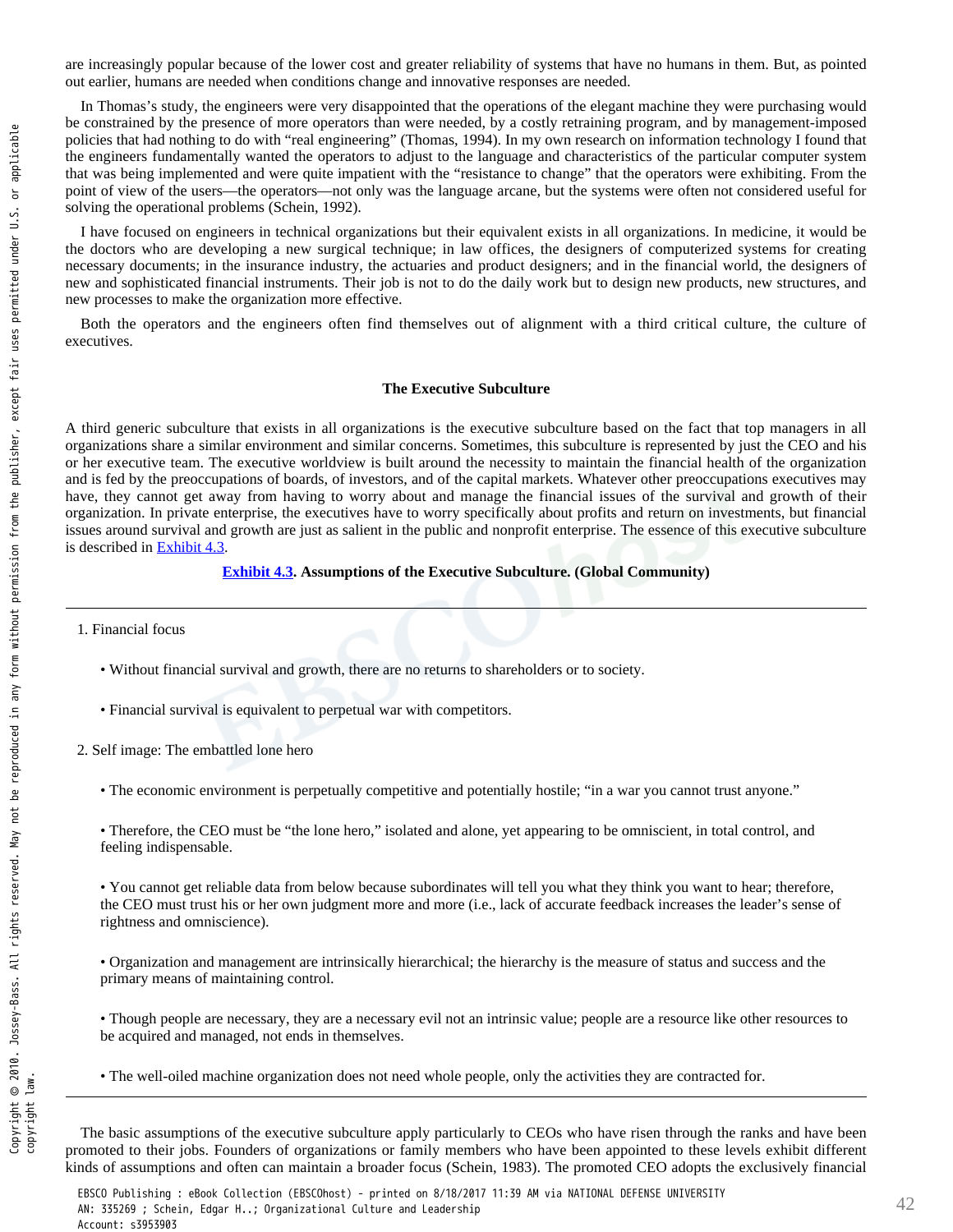are increasingly popular because of the lower cost and greater reliability of systems that have no humans in them. But, as pointed out earlier, humans are needed when conditions change and innovative responses are needed.

In Thomas's study, the engineers were very disappointed that the operations of the elegant machine they were purchasing would be constrained by the presence of more operators than were needed, by a costly retraining program, and by management-imposed policies that had nothing to do with "real engineering" (Thomas, 1994). In my own research on information technology I found that the engineers fundamentally wanted the operators to adjust to the language and characteristics of the particular computer system that was being implemented and were quite impatient with the "resistance to change" that the operators were exhibiting. From the point of view of the users—the operators—not only was the language arcane, but the systems were often not considered useful for solving the operational problems (Schein, 1992).

I have focused on engineers in technical organizations but their equivalent exists in all organizations. In medicine, it would be the doctors who are developing a new surgical technique; in law offices, the designers of computerized systems for creating necessary documents; in the insurance industry, the actuaries and product designers; and in the financial world, the designers of new and sophisticated financial instruments. Their job is not to do the daily work but to design new products, new structures, and new processes to make the organization more effective.

Both the operators and the engineers often find themselves out of alignment with a third critical culture, the culture of executives.

### The Executive Subculture

A third generic subculture that exists in all organizations is the executive subculture based on the fact that top managers in all organizations share a similar environment and similar concerns. Sometimes, this subculture is represented by just the CEO and his or her executive team. The executive worldview is built around the necessity to maintain the financial health of the organization and is fed by the preoccupations of boards, of investors, and of the capital markets. Whatever other preoccupations executives may have, they cannot get away from having to worry about and manage the financial issues of the survival and growth of their organization. In private enterprise, the executives have to worry specifically about profits and return on investments, but financial issues around survival and growth are just as salient in the public and nonprofit enterprise. The essence of this executive subculture is described in Exhibit 4.3.

**Exhibit 4.3. Assumptions of the Executive Subculture. (Global Community)**

---

1. Financial focus
   - Without financial survival and growth, there are no returns to shareholders or to society.
   - Financial survival is equivalent to perpetual war with competitors.
2. Self image: The embattled lone hero
   - The economic environment is perpetually competitive and potentially hostile; "in a war you cannot trust anyone."
   - Therefore, the CEO must be "the lone hero," isolated and alone, yet appearing to be omniscient, in total control, and feeling indispensable.
   - You cannot get reliable data from below because subordinates will tell you what they think you want to hear; therefore, the CEO must trust his or her own judgment more and more (i.e., lack of accurate feedback increases the leader's sense of rightness and omniscience).
   - Organization and management are intrinsically hierarchical; the hierarchy is the measure of status and success and the primary means of maintaining control.
   - Though people are necessary, they are a necessary evil not an intrinsic value; people are a resource like other resources to be acquired and managed, not ends in themselves.
   - The well-oiled machine organization does not need whole people, only the activities they are contracted for.

---

The basic assumptions of the executive subculture apply particularly to CEOs who have risen through the ranks and have been promoted to their jobs. Founders of organizations or family members who have been appointed to these levels exhibit different kinds of assumptions and often can maintain a broader focus (Schein, 1983). The promoted CEO adopts the exclusively financial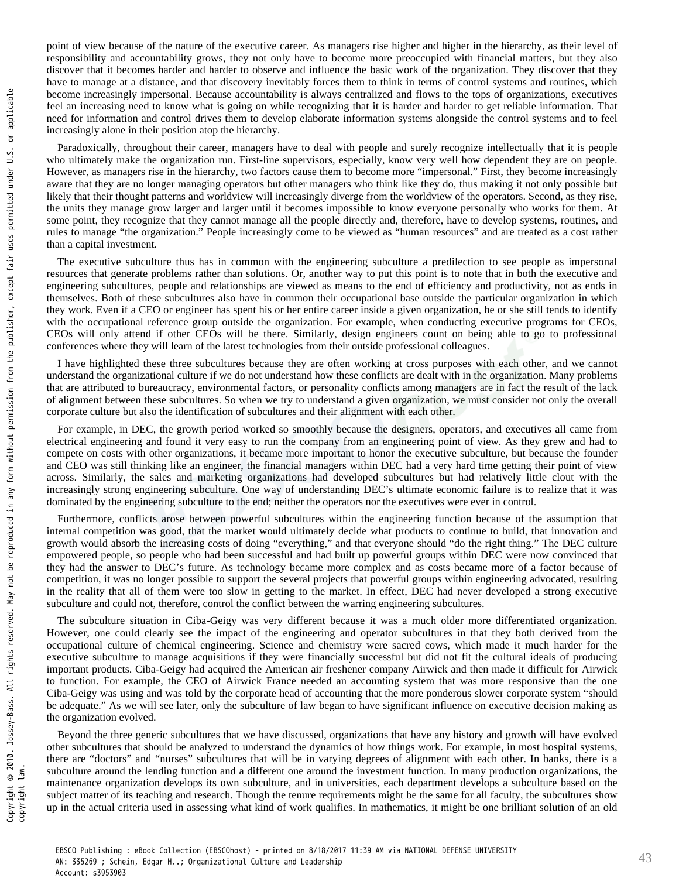point of view because of the nature of the executive career. As managers rise higher and higher in the hierarchy, as their level of responsibility and accountability grows, they not only have to become more preoccupied with financial matters, but they also discover that it becomes harder and harder to observe and influence the basic work of the organization. They discover that they have to manage at a distance, and that discovery inevitably forces them to think in terms of control systems and routines, which become increasingly impersonal. Because accountability is always centralized and flows to the tops of organizations, executives feel an increasing need to know what is going on while recognizing that it is harder and harder to get reliable information. That need for information and control drives them to develop elaborate information systems alongside the control systems and to feel increasingly alone in their position atop the hierarchy.

Paradoxically, throughout their career, managers have to deal with people and surely recognize intellectually that it is people who ultimately make the organization run. First-line supervisors, especially, know very well how dependent they are on people. However, as managers rise in the hierarchy, two factors cause them to become more "impersonal." First, they become increasingly aware that they are no longer managing operators but other managers who think like they do, thus making it not only possible but likely that their thought patterns and worldview will increasingly diverge from the worldview of the operators. Second, as they rise, the units they manage grow larger and larger until it becomes impossible to know everyone personally who works for them. At some point, they recognize that they cannot manage all the people directly and, therefore, have to develop systems, routines, and rules to manage "the organization." People increasingly come to be viewed as "human resources" and are treated as a cost rather than a capital investment.

The executive subculture thus has in common with the engineering subculture a predilection to see people as impersonal resources that generate problems rather than solutions. Or, another way to put this point is to note that in both the executive and engineering subcultures, people and relationships are viewed as means to the end of efficiency and productivity, not as ends in themselves. Both of these subcultures also have in common their occupational base outside the particular organization in which they work. Even if a CEO or engineer has spent his or her entire career inside a given organization, he or she still tends to identify with the occupational reference group outside the organization. For example, when conducting executive programs for CEOs, CEOs will only attend if other CEOs will be there. Similarly, design engineers count on being able to go to professional conferences where they will learn of the latest technologies from their outside professional colleagues.

I have highlighted these three subcultures because they are often working at cross purposes with each other, and we cannot understand the organizational culture if we do not understand how these conflicts are dealt with in the organization. Many problems that are attributed to bureaucracy, environmental factors, or personality conflicts among managers are in fact the result of the lack of alignment between these subcultures. So when we try to understand a given organization, we must consider not only the overall corporate culture but also the identification of subcultures and their alignment with each other.

For example, in DEC, the growth period worked so smoothly because the designers, operators, and executives all came from electrical engineering and found it very easy to run the company from an engineering point of view. As they grew and had to compete on costs with other organizations, it became more important to honor the executive subculture, but because the founder and CEO was still thinking like an engineer, the financial managers within DEC had a very hard time getting their point of view across. Similarly, the sales and marketing organizations had developed subcultures but had relatively little clout with the increasingly strong engineering subculture. One way of understanding DEC's ultimate economic failure is to realize that it was dominated by the engineering subculture to the end; neither the operators nor the executives were ever in control.

Furthermore, conflicts arose between powerful subcultures within the engineering function because of the assumption that internal competition was good, that the market would ultimately decide what products to continue to build, that innovation and growth would absorb the increasing costs of doing "everything," and that everyone should "do the right thing." The DEC culture empowered people, so people who had been successful and had built up powerful groups within DEC were now convinced that they had the answer to DEC's future. As technology became more complex and as costs became more of a factor because of competition, it was no longer possible to support the several projects that powerful groups within engineering advocated, resulting in the reality that all of them were too slow in getting to the market. In effect, DEC had never developed a strong executive subculture and could not, therefore, control the conflict between the warring engineering subcultures.

The subculture situation in Ciba-Geigy was very different because it was a much older more differentiated organization. However, one could clearly see the impact of the engineering and operator subcultures in that they both derived from the occupational culture of chemical engineering. Science and chemistry were sacred cows, which made it much harder for the executive subculture to manage acquisitions if they were financially successful but did not fit the cultural ideals of producing important products. Ciba-Geigy had acquired the American air freshener company Airwick and then made it difficult for Airwick to function. For example, the CEO of Airwick France needed an accounting system that was more responsive than the one Ciba-Geigy was using and was told by the corporate head of accounting that the more ponderous slower corporate system "should be adequate." As we will see later, only the subculture of law began to have significant influence on executive decision making as the organization evolved.

Beyond the three generic subcultures that we have discussed, organizations that have any history and growth will have evolved other subcultures that should be analyzed to understand the dynamics of how things work. For example, in most hospital systems, there are "doctors" and "nurses" subcultures that will be in varying degrees of alignment with each other. In banks, there is a subculture around the lending function and a different one around the investment function. In many production organizations, the maintenance organization develops its own subculture, and in universities, each department develops a subculture based on the subject matter of its teaching and research. Though the tenure requirements might be the same for all faculty, the subcultures show up in the actual criteria used in assessing what kind of work qualifies. In mathematics, it might be one brilliant solution of an old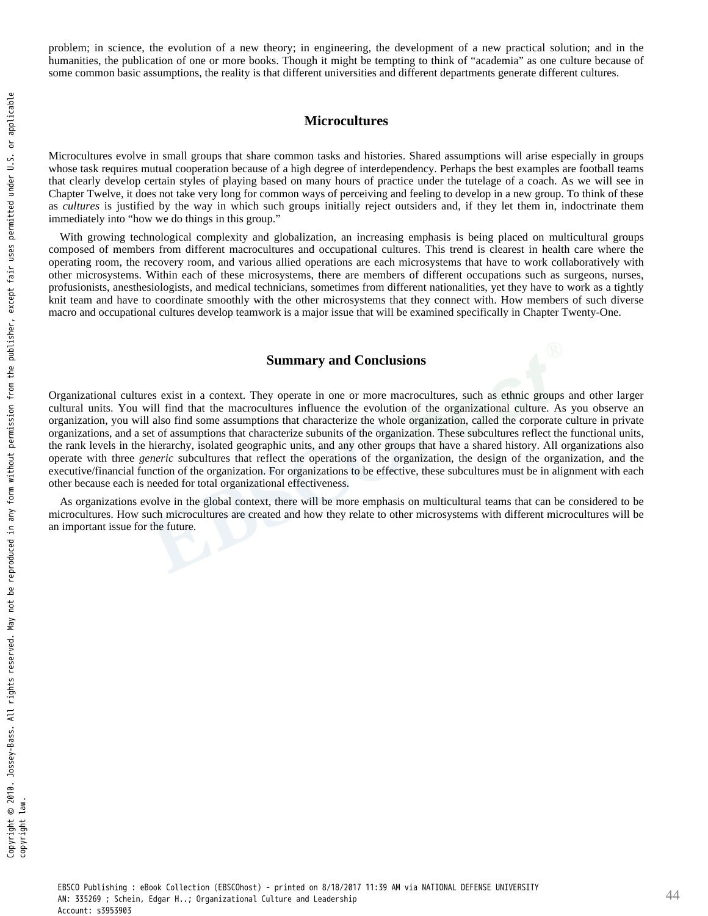problem; in science, the evolution of a new theory; in engineering, the development of a new practical solution; and in the humanities, the publication of one or more books. Though it might be tempting to think of “academia” as one culture because of some common basic assumptions, the reality is that different universities and different departments generate different cultures.

## Microcultures

Microcultures evolve in small groups that share common tasks and histories. Shared assumptions will arise especially in groups whose task requires mutual cooperation because of a high degree of interdependency. Perhaps the best examples are football teams that clearly develop certain styles of playing based on many hours of practice under the tutelage of a coach. As we will see in Chapter Twelve, it does not take very long for common ways of perceiving and feeling to develop in a new group. To think of these as *cultures* is justified by the way in which such groups initially reject outsiders and, if they let them in, indoctrinate them immediately into “how we do things in this group.”

With growing technological complexity and globalization, an increasing emphasis is being placed on multicultural groups composed of members from different macrocultures and occupational cultures. This trend is clearest in health care where the operating room, the recovery room, and various allied operations are each microsystems that have to work collaboratively with other microsystems. Within each of these microsystems, there are members of different occupations such as surgeons, nurses, profusionists, anesthesiologists, and medical technicians, sometimes from different nationalities, yet they have to work as a tightly knit team and have to coordinate smoothly with the other microsystems that they connect with. How members of such diverse macro and occupational cultures develop teamwork is a major issue that will be examined specifically in Chapter Twenty-One.

## Summary and Conclusions

Organizational cultures exist in a context. They operate in one or more macrocultures, such as ethnic groups and other larger cultural units. You will find that the macrocultures influence the evolution of the organizational culture. As you observe an organization, you will also find some assumptions that characterize the whole organization, called the corporate culture in private organizations, and a set of assumptions that characterize subunits of the organization. These subcultures reflect the functional units, the rank levels in the hierarchy, isolated geographic units, and any other groups that have a shared history. All organizations also operate with three *generic* subcultures that reflect the operations of the organization, the design of the organization, and the executive/financial function of the organization. For organizations to be effective, these subcultures must be in alignment with each other because each is needed for total organizational effectiveness.

As organizations evolve in the global context, there will be more emphasis on multicultural teams that can be considered to be microcultures. How such microcultures are created and how they relate to other microsystems with different microcultures will be an important issue for the future.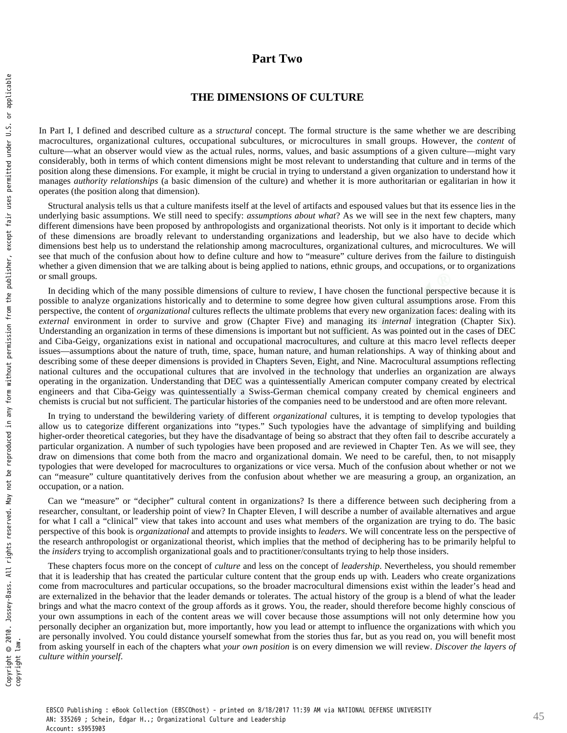# Part Two

## THE DIMENSIONS OF CULTURE

In Part I, I defined and described culture as a *structural* concept. The formal structure is the same whether we are describing macrocultures, organizational cultures, occupational subcultures, or microcultures in small groups. However, the *content* of culture—what an observer would view as the actual rules, norms, values, and basic assumptions of a given culture—might vary considerably, both in terms of which content dimensions might be most relevant to understanding that culture and in terms of the position along these dimensions. For example, it might be crucial in trying to understand a given organization to understand how it manages *authority relationships* (a basic dimension of the culture) and whether it is more authoritarian or egalitarian in how it operates (the position along that dimension).

Structural analysis tells us that a culture manifests itself at the level of artifacts and espoused values but that its essence lies in the underlying basic assumptions. We still need to specify: *assumptions about what*? As we will see in the next few chapters, many different dimensions have been proposed by anthropologists and organizational theorists. Not only is it important to decide which of these dimensions are broadly relevant to understanding organizations and leadership, but we also have to decide which dimensions best help us to understand the relationship among macrocultures, organizational cultures, and microcultures. We will see that much of the confusion about how to define culture and how to "measure" culture derives from the failure to distinguish whether a given dimension that we are talking about is being applied to nations, ethnic groups, and occupations, or to organizations or small groups.

In deciding which of the many possible dimensions of culture to review, I have chosen the functional perspective because it is possible to analyze organizations historically and to determine to some degree how given cultural assumptions arose. From this perspective, the content of *organizational* cultures reflects the ultimate problems that every new organization faces: dealing with its *external* environment in order to survive and grow (Chapter Five) and managing its *internal* integration (Chapter Six). Understanding an organization in terms of these dimensions is important but not sufficient. As was pointed out in the cases of DEC and Ciba-Geigy, organizations exist in national and occupational macrocultures, and culture at this macro level reflects deeper issues—assumptions about the nature of truth, time, space, human nature, and human relationships. A way of thinking about and describing some of these deeper dimensions is provided in Chapters Seven, Eight, and Nine. Macrocultural assumptions reflecting national cultures and the occupational cultures that are involved in the technology that underlies an organization are always operating in the organization. Understanding that DEC was a quintessentially American computer company created by electrical engineers and that Ciba-Geigy was quintessentially a Swiss-German chemical company created by chemical engineers and chemists is crucial but not sufficient. The particular histories of the companies need to be understood and are often more relevant.

In trying to understand the bewildering variety of different *organizational* cultures, it is tempting to develop typologies that allow us to categorize different organizations into "types." Such typologies have the advantage of simplifying and building higher-order theoretical categories, but they have the disadvantage of being so abstract that they often fail to describe accurately a particular organization. A number of such typologies have been proposed and are reviewed in Chapter Ten. As we will see, they draw on dimensions that come both from the macro and organizational domain. We need to be careful, then, to not misapply typologies that were developed for macrocultures to organizations or vice versa. Much of the confusion about whether or not we can "measure" culture quantitatively derives from the confusion about whether we are measuring a group, an organization, an occupation, or a nation.

Can we "measure" or "decipher" cultural content in organizations? Is there a difference between such deciphering from a researcher, consultant, or leadership point of view? In Chapter Eleven, I will describe a number of available alternatives and argue for what I call a "clinical" view that takes into account and uses what members of the organization are trying to do. The basic perspective of this book is *organizational* and attempts to provide insights to *leaders*. We will concentrate less on the perspective of the research anthropologist or organizational theorist, which implies that the method of deciphering has to be primarily helpful to the *insiders* trying to accomplish organizational goals and to practitioner/consultants trying to help those insiders.

These chapters focus more on the concept of *culture* and less on the concept of *leadership*. Nevertheless, you should remember that it is leadership that has created the particular culture content that the group ends up with. Leaders who create organizations come from macrocultures and particular occupations, so the broader macrocultural dimensions exist within the leader's head and are externalized in the behavior that the leader demands or tolerates. The actual history of the group is a blend of what the leader brings and what the macro context of the group affords as it grows. You, the reader, should therefore become highly conscious of your own assumptions in each of the content areas we will cover because those assumptions will not only determine how you personally decipher an organization but, more importantly, how you lead or attempt to influence the organizations with which you are personally involved. You could distance yourself somewhat from the stories thus far, but as you read on, you will benefit most from asking yourself in each of the chapters what *your own position* is on every dimension we will review. *Discover the layers of culture within yourself*.